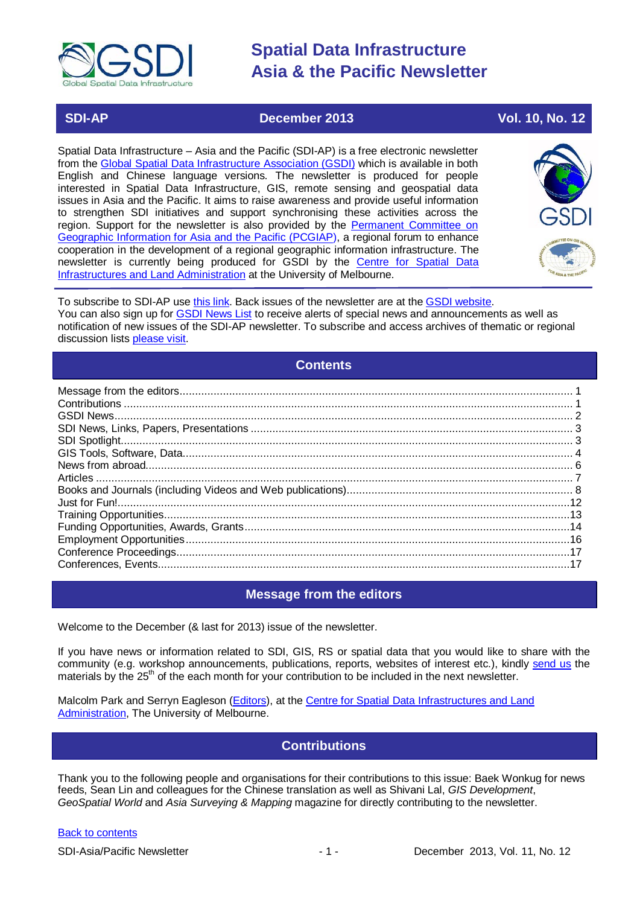# Spatial Data Infrastructure Asia & the Pacific Newsletter

**SDI-AP** | **December 2013** | **Vol. 10, No. 12**

Spatial Data Infrastructure – Asia and the Pacific (SDI-AP) is a free electronic newsletter from the Global Spatial Data Infrastructure Association (GSDI) which is available in both English and Chinese language versions. The newsletter is produced for people interested in Spatial Data Infrastructure, GIS, remote sensing and geospatial data issues in Asia and the Pacific. It aims to raise awareness and provide useful information to strengthen SDI initiatives and support synchronising these activities across the region. Support for the newsletter is also provided by the Permanent Committee on Geographic Information for Asia and the Pacific (PCGIAP), a regional forum to enhance cooperation in the development of a regional geographic information infrastructure. The newsletter is currently being produced for GSDI by the Centre for Spatial Data Infrastructures and Land Administration at the University of Melbourne.

To subscribe to SDI-AP use this link. Back issues of the newsletter are at the GSDI website.
You can also sign up for GSDI News List to receive alerts of special news and announcements as well as notification of new issues of the SDI-AP newsletter. To subscribe and access archives of thematic or regional discussion lists please visit.

## Contents

- Message from the editors....... 1
- Contributions....... 1
- GSDI News....... 2
- SDI News, Links, Papers, Presentations....... 3
- SDI Spotlight....... 3
- GIS Tools, Software, Data....... 4
- News from abroad....... 6
- Articles....... 7
- Books and Journals (including Videos and Web publications)....... 8
- Just for Fun!....... 12
- Training Opportunities....... 13
- Funding Opportunities, Awards, Grants....... 14
- Employment Opportunities....... 16
- Conference Proceedings....... 17
- Conferences, Events....... 17

## Message from the editors

Welcome to the December (& last for 2013) issue of the newsletter.

If you have news or information related to SDI, GIS, RS or spatial data that you would like to share with the community (e.g. workshop announcements, publications, reports, websites of interest etc.), kindly send us the materials by the 25th of the each month for your contribution to be included in the next newsletter.

Malcolm Park and Serryn Eagleson (Editors), at the Centre for Spatial Data Infrastructures and Land Administration, The University of Melbourne.

## Contributions

Thank you to the following people and organisations for their contributions to this issue: Baek Wonkug for news feeds, Sean Lin and colleagues for the Chinese translation as well as Shivani Lal, *GIS Development*, *GeoSpatial World* and *Asia Surveying & Mapping* magazine for directly contributing to the newsletter.

Back to contents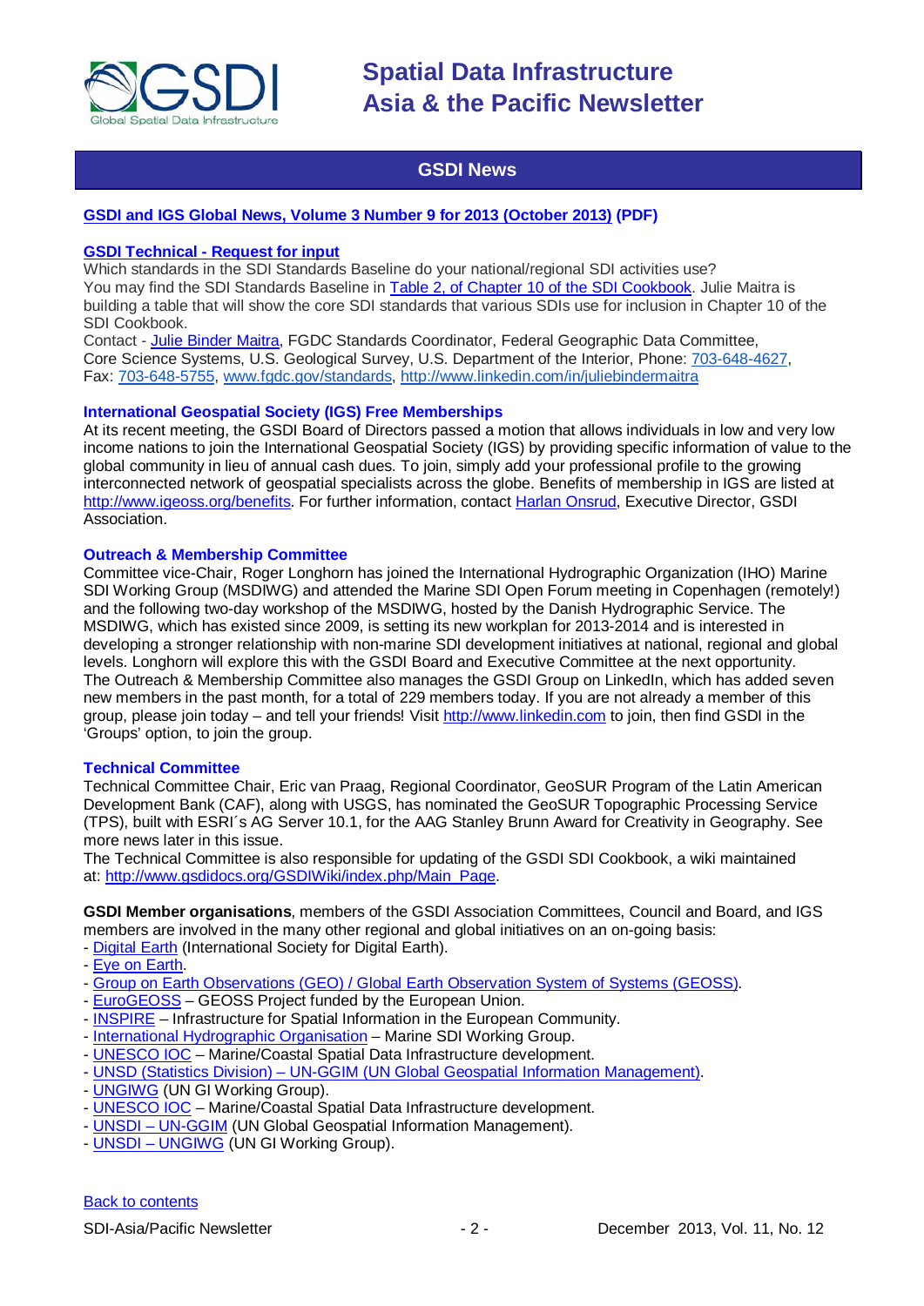## GSDI News

**GSDI and IGS Global News, Volume 3 Number 9 for 2013 (October 2013) (PDF)**

**GSDI Technical - Request for input**

Which standards in the SDI Standards Baseline do your national/regional SDI activities use?
You may find the SDI Standards Baseline in Table 2, of Chapter 10 of the SDI Cookbook. Julie Maitra is building a table that will show the core SDI standards that various SDIs use for inclusion in Chapter 10 of the SDI Cookbook.
Contact - Julie Binder Maitra, FGDC Standards Coordinator, Federal Geographic Data Committee, Core Science Systems, U.S. Geological Survey, U.S. Department of the Interior, Phone: 703-648-4627, Fax: 703-648-5755, www.fgdc.gov/standards, http://www.linkedin.com/in/juliebindermaitra

**International Geospatial Society (IGS) Free Memberships**

At its recent meeting, the GSDI Board of Directors passed a motion that allows individuals in low and very low income nations to join the International Geospatial Society (IGS) by providing specific information of value to the global community in lieu of annual cash dues. To join, simply add your professional profile to the growing interconnected network of geospatial specialists across the globe. Benefits of membership in IGS are listed at http://www.igeoss.org/benefits. For further information, contact Harlan Onsrud, Executive Director, GSDI Association.

**Outreach & Membership Committee**

Committee vice-Chair, Roger Longhorn has joined the International Hydrographic Organization (IHO) Marine SDI Working Group (MSDIWG) and attended the Marine SDI Open Forum meeting in Copenhagen (remotely!) and the following two-day workshop of the MSDIWG, hosted by the Danish Hydrographic Service. The MSDIWG, which has existed since 2009, is setting its new workplan for 2013-2014 and is interested in developing a stronger relationship with non-marine SDI development initiatives at national, regional and global levels. Longhorn will explore this with the GSDI Board and Executive Committee at the next opportunity.
The Outreach & Membership Committee also manages the GSDI Group on LinkedIn, which has added seven new members in the past month, for a total of 229 members today. If you are not already a member of this group, please join today – and tell your friends! Visit http://www.linkedin.com to join, then find GSDI in the 'Groups' option, to join the group.

**Technical Committee**

Technical Committee Chair, Eric van Praag, Regional Coordinator, GeoSUR Program of the Latin American Development Bank (CAF), along with USGS, has nominated the GeoSUR Topographic Processing Service (TPS), built with ESRI´s AG Server 10.1, for the AAG Stanley Brunn Award for Creativity in Geography. See more news later in this issue.
The Technical Committee is also responsible for updating of the GSDI SDI Cookbook, a wiki maintained at: http://www.gsdidocs.org/GSDIWiki/index.php/Main_Page.

**GSDI Member organisations**, members of the GSDI Association Committees, Council and Board, and IGS members are involved in the many other regional and global initiatives on an on-going basis:
- Digital Earth (International Society for Digital Earth).
- Eye on Earth.
- Group on Earth Observations (GEO) / Global Earth Observation System of Systems (GEOSS).
- EuroGEOSS – GEOSS Project funded by the European Union.
- INSPIRE – Infrastructure for Spatial Information in the European Community.
- International Hydrographic Organisation – Marine SDI Working Group.
- UNESCO IOC – Marine/Coastal Spatial Data Infrastructure development.
- UNSD (Statistics Division) – UN-GGIM (UN Global Geospatial Information Management).
- UNGIWG (UN GI Working Group).
- UNESCO IOC – Marine/Coastal Spatial Data Infrastructure development.
- UNSDI – UN-GGIM (UN Global Geospatial Information Management).
- UNSDI – UNGIWG (UN GI Working Group).

Back to contents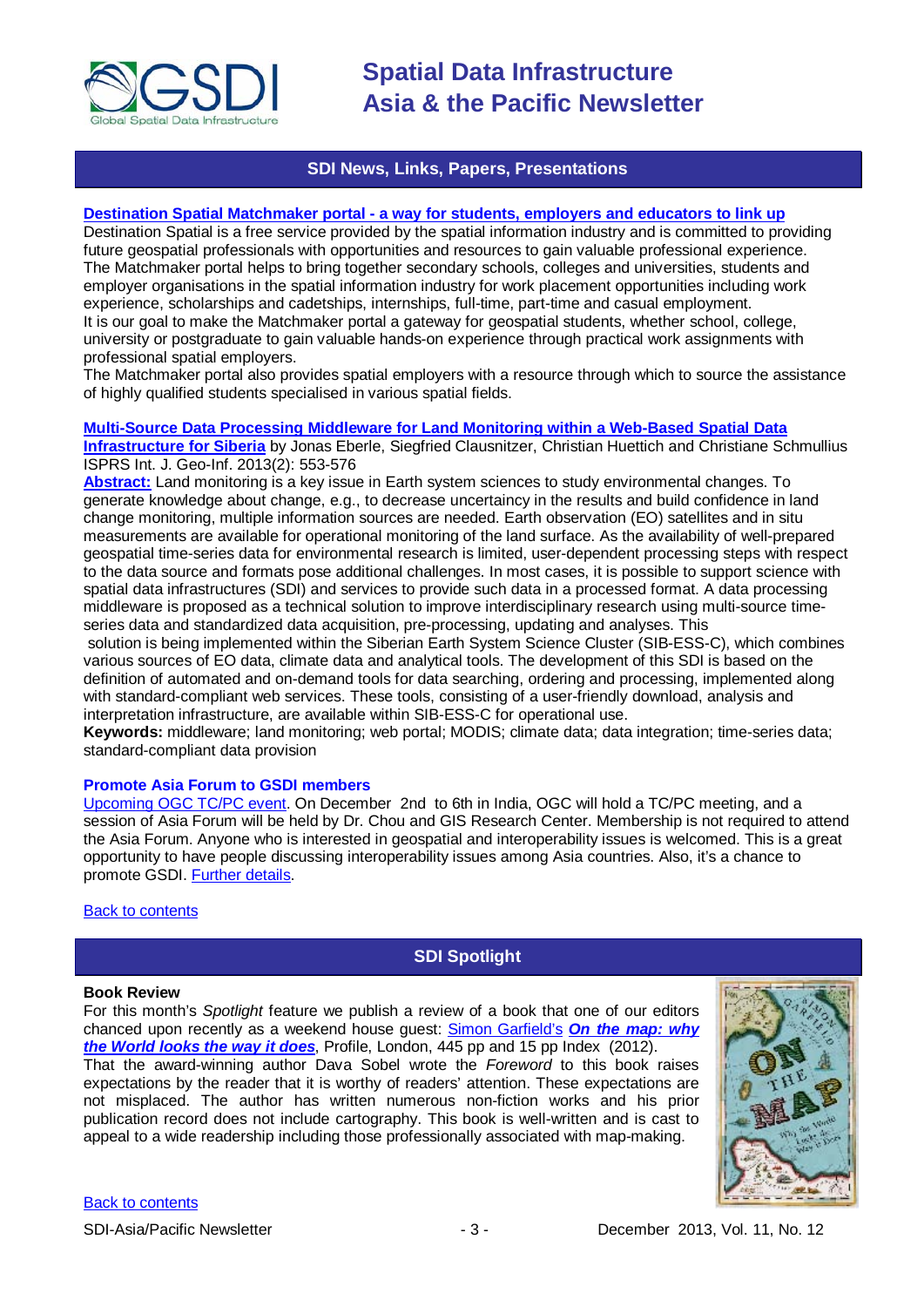## SDI News, Links, Papers, Presentations

**Destination Spatial Matchmaker portal - a way for students, employers and educators to link up**

Destination Spatial is a free service provided by the spatial information industry and is committed to providing future geospatial professionals with opportunities and resources to gain valuable professional experience. The Matchmaker portal helps to bring together secondary schools, colleges and universities, students and employer organisations in the spatial information industry for work placement opportunities including work experience, scholarships and cadetships, internships, full-time, part-time and casual employment.
It is our goal to make the Matchmaker portal a gateway for geospatial students, whether school, college, university or postgraduate to gain valuable hands-on experience through practical work assignments with professional spatial employers.
The Matchmaker portal also provides spatial employers with a resource through which to source the assistance of highly qualified students specialised in various spatial fields.

**Multi-Source Data Processing Middleware for Land Monitoring within a Web-Based Spatial Data Infrastructure for Siberia** by Jonas Eberle, Siegfried Clausnitzer, Christian Huettich and Christiane Schmullius
ISPRS Int. J. Geo-Inf. 2013(2): 553-576

**Abstract:** Land monitoring is a key issue in Earth system sciences to study environmental changes. To generate knowledge about change, e.g., to decrease uncertaincy in the results and build confidence in land change monitoring, multiple information sources are needed. Earth observation (EO) satellites and in situ measurements are available for operational monitoring of the land surface. As the availability of well-prepared geospatial time-series data for environmental research is limited, user-dependent processing steps with respect to the data source and formats pose additional challenges. In most cases, it is possible to support science with spatial data infrastructures (SDI) and services to provide such data in a processed format. A data processing middleware is proposed as a technical solution to improve interdisciplinary research using multi-source time-series data and standardized data acquisition, pre-processing, updating and analyses. This solution is being implemented within the Siberian Earth System Science Cluster (SIB-ESS-C), which combines various sources of EO data, climate data and analytical tools. The development of this SDI is based on the definition of automated and on-demand tools for data searching, ordering and processing, implemented along with standard-compliant web services. These tools, consisting of a user-friendly download, analysis and interpretation infrastructure, are available within SIB-ESS-C for operational use.
**Keywords:** middleware; land monitoring; web portal; MODIS; climate data; data integration; time-series data; standard-compliant data provision

**Promote Asia Forum to GSDI members**

Upcoming OGC TC/PC event. On December 2nd to 6th in India, OGC will hold a TC/PC meeting, and a session of Asia Forum will be held by Dr. Chou and GIS Research Center. Membership is not required to attend the Asia Forum. Anyone who is interested in geospatial and interoperability issues is welcomed. This is a great opportunity to have people discussing interoperability issues among Asia countries. Also, it's a chance to promote GSDI. Further details.

Back to contents

## SDI Spotlight

**Book Review**

For this month's *Spotlight* feature we publish a review of a book that one of our editors chanced upon recently as a weekend house guest: Simon Garfield's ***On the map: why the World looks the way it does***, Profile, London, 445 pp and 15 pp Index (2012).
That the award-winning author Dava Sobel wrote the *Foreword* to this book raises expectations by the reader that it is worthy of readers' attention. These expectations are not misplaced. The author has written numerous non-fiction works and his prior publication record does not include cartography. This book is well-written and is cast to appeal to a wide readership including those professionally associated with map-making.

Back to contents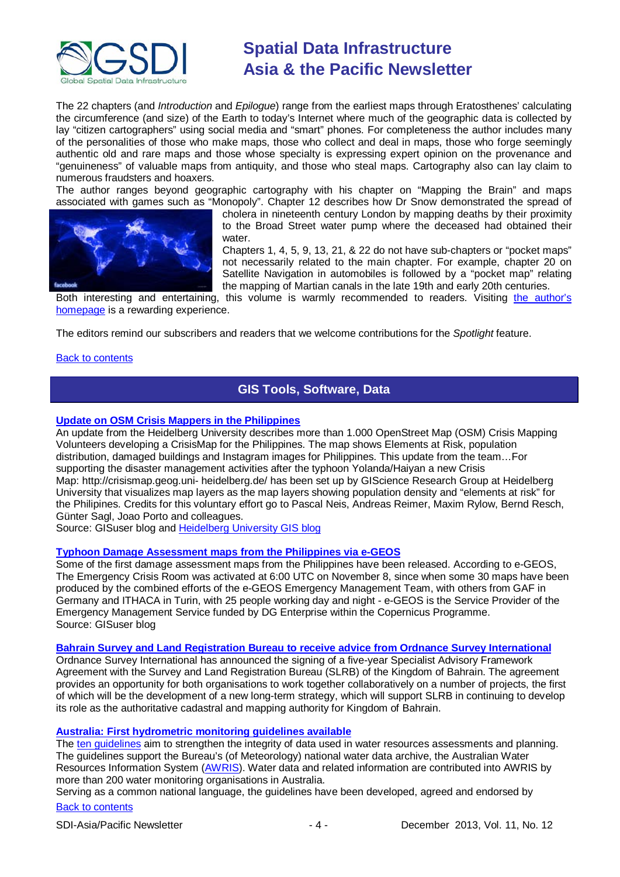The 22 chapters (and *Introduction* and *Epilogue*) range from the earliest maps through Eratosthenes' calculating the circumference (and size) of the Earth to today's Internet where much of the geographic data is collected by lay "citizen cartographers" using social media and "smart" phones. For completeness the author includes many of the personalities of those who make maps, those who collect and deal in maps, those who forge seemingly authentic old and rare maps and those whose specialty is expressing expert opinion on the provenance and "genuineness" of valuable maps from antiquity, and those who steal maps. Cartography also can lay claim to numerous fraudsters and hoaxers.

The author ranges beyond geographic cartography with his chapter on "Mapping the Brain" and maps associated with games such as "Monopoly". Chapter 12 describes how Dr Snow demonstrated the spread of cholera in nineteenth century London by mapping deaths by their proximity to the Broad Street water pump where the deceased had obtained their water.

Chapters 1, 4, 5, 9, 13, 21, & 22 do not have sub-chapters or "pocket maps" not necessarily related to the main chapter. For example, chapter 20 on Satellite Navigation in automobiles is followed by a "pocket map" relating the mapping of Martian canals in the late 19th and early 20th centuries.

Both interesting and entertaining, this volume is warmly recommended to readers. Visiting the author's homepage is a rewarding experience.

The editors remind our subscribers and readers that we welcome contributions for the *Spotlight* feature.

Back to contents

## GIS Tools, Software, Data

### Update on OSM Crisis Mappers in the Philippines

An update from the Heidelberg University describes more than 1.000 OpenStreet Map (OSM) Crisis Mapping Volunteers developing a CrisisMap for the Philippines. The map shows Elements at Risk, population distribution, damaged buildings and Instagram images for Philippines. This update from the team…For supporting the disaster management activities after the typhoon Yolanda/Haiyan a new Crisis Map: http://crisismap.geog.uni- heidelberg.de/ has been set up by GIScience Research Group at Heidelberg University that visualizes map layers as the map layers showing population density and "elements at risk" for the Philipines. Credits for this voluntary effort go to Pascal Neis, Andreas Reimer, Maxim Rylow, Bernd Resch, Günter Sagl, Joao Porto and colleagues.

Source: GISuser blog and Heidelberg University GIS blog

### Typhoon Damage Assessment maps from the Philippines via e-GEOS

Some of the first damage assessment maps from the Philippines have been released. According to e-GEOS, The Emergency Crisis Room was activated at 6:00 UTC on November 8, since when some 30 maps have been produced by the combined efforts of the e-GEOS Emergency Management Team, with others from GAF in Germany and ITHACA in Turin, with 25 people working day and night - e-GEOS is the Service Provider of the Emergency Management Service funded by DG Enterprise within the Copernicus Programme.

Source: GISuser blog

### Bahrain Survey and Land Registration Bureau to receive advice from Ordnance Survey International

Ordnance Survey International has announced the signing of a five-year Specialist Advisory Framework Agreement with the Survey and Land Registration Bureau (SLRB) of the Kingdom of Bahrain. The agreement provides an opportunity for both organisations to work together collaboratively on a number of projects, the first of which will be the development of a new long-term strategy, which will support SLRB in continuing to develop its role as the authoritative cadastral and mapping authority for Kingdom of Bahrain.

### Australia: First hydrometric monitoring guidelines available

The ten guidelines aim to strengthen the integrity of data used in water resources assessments and planning. The guidelines support the Bureau's (of Meteorology) national water data archive, the Australian Water Resources Information System (AWRIS). Water data and related information are contributed into AWRIS by more than 200 water monitoring organisations in Australia.

Serving as a common national language, the guidelines have been developed, agreed and endorsed by

Back to contents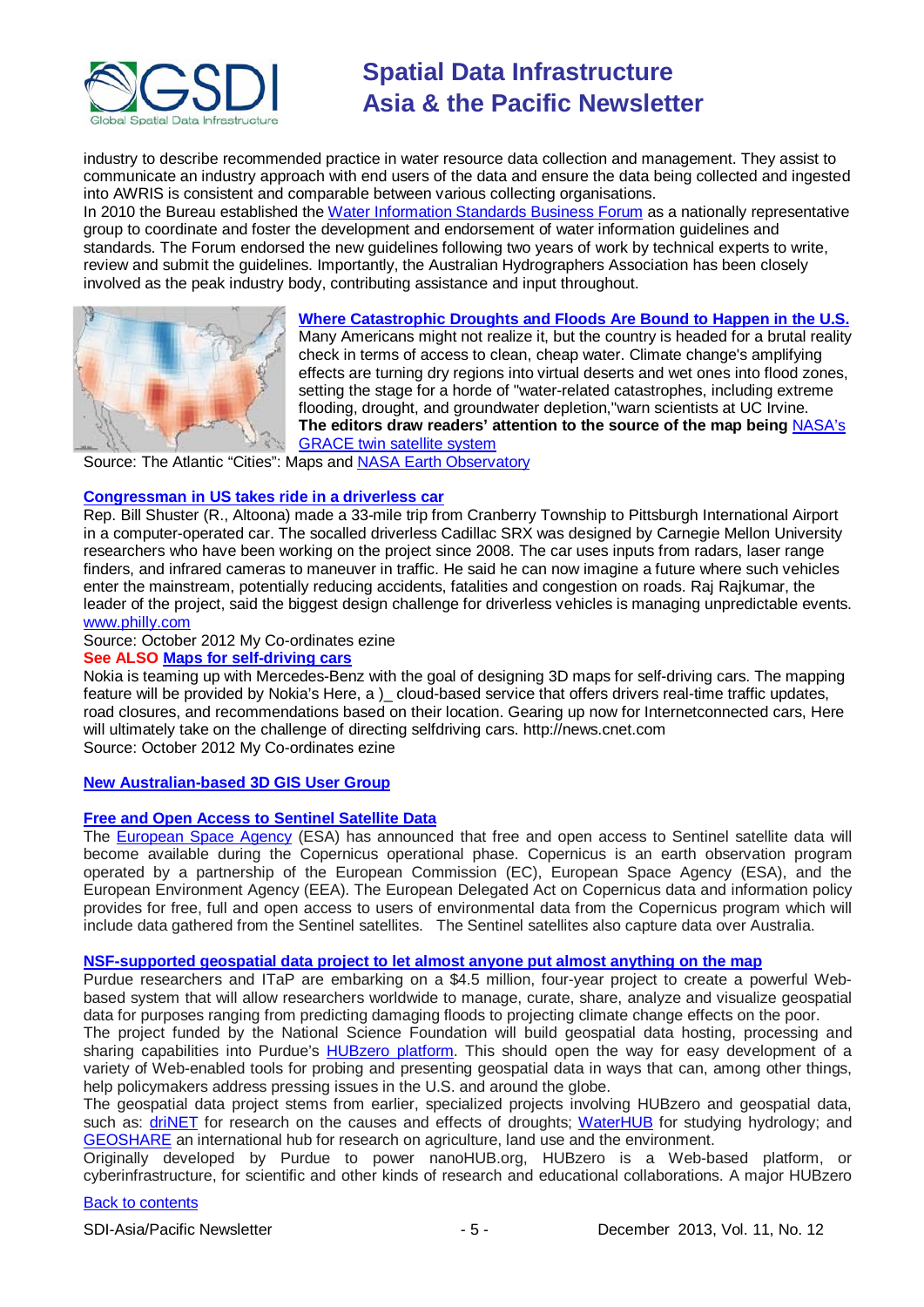industry to describe recommended practice in water resource data collection and management. They assist to communicate an industry approach with end users of the data and ensure the data being collected and ingested into AWRIS is consistent and comparable between various collecting organisations.
In 2010 the Bureau established the Water Information Standards Business Forum as a nationally representative group to coordinate and foster the development and endorsement of water information guidelines and standards. The Forum endorsed the new guidelines following two years of work by technical experts to write, review and submit the guidelines. Importantly, the Australian Hydrographers Association has been closely involved as the peak industry body, contributing assistance and input throughout.

**Where Catastrophic Droughts and Floods Are Bound to Happen in the U.S.**
Many Americans might not realize it, but the country is headed for a brutal reality check in terms of access to clean, cheap water. Climate change's amplifying effects are turning dry regions into virtual deserts and wet ones into flood zones, setting the stage for a horde of "water-related catastrophes, including extreme flooding, drought, and groundwater depletion,"warn scientists at UC Irvine.
**The editors draw readers' attention to the source of the map being NASA's GRACE twin satellite system**
Source: The Atlantic "Cities": Maps and NASA Earth Observatory

**Congressman in US takes ride in a driverless car**
Rep. Bill Shuster (R., Altoona) made a 33-mile trip from Cranberry Township to Pittsburgh International Airport in a computer-operated car. The socalled driverless Cadillac SRX was designed by Carnegie Mellon University researchers who have been working on the project since 2008. The car uses inputs from radars, laser range finders, and infrared cameras to maneuver in traffic. He said he can now imagine a future where such vehicles enter the mainstream, potentially reducing accidents, fatalities and congestion on roads. Raj Rajkumar, the leader of the project, said the biggest design challenge for driverless vehicles is managing unpredictable events. www.philly.com
Source: October 2012 My Co-ordinates ezine
**See ALSO Maps for self-driving cars**
Nokia is teaming up with Mercedes-Benz with the goal of designing 3D maps for self-driving cars. The mapping feature will be provided by Nokia's Here, a )_ cloud-based service that offers drivers real-time traffic updates, road closures, and recommendations based on their location. Gearing up now for Internetconnected cars, Here will ultimately take on the challenge of directing selfdriving cars. http://news.cnet.com
Source: October 2012 My Co-ordinates ezine

**New Australian-based 3D GIS User Group**

**Free and Open Access to Sentinel Satellite Data**
The European Space Agency (ESA) has announced that free and open access to Sentinel satellite data will become available during the Copernicus operational phase. Copernicus is an earth observation program operated by a partnership of the European Commission (EC), European Space Agency (ESA), and the European Environment Agency (EEA). The European Delegated Act on Copernicus data and information policy provides for free, full and open access to users of environmental data from the Copernicus program which will include data gathered from the Sentinel satellites. The Sentinel satellites also capture data over Australia.

**NSF-supported geospatial data project to let almost anyone put almost anything on the map**
Purdue researchers and ITaP are embarking on a $4.5 million, four-year project to create a powerful Web-based system that will allow researchers worldwide to manage, curate, share, analyze and visualize geospatial data for purposes ranging from predicting damaging floods to projecting climate change effects on the poor.
The project funded by the National Science Foundation will build geospatial data hosting, processing and sharing capabilities into Purdue's HUBzero platform. This should open the way for easy development of a variety of Web-enabled tools for probing and presenting geospatial data in ways that can, among other things, help policymakers address pressing issues in the U.S. and around the globe.
The geospatial data project stems from earlier, specialized projects involving HUBzero and geospatial data, such as: driNET for research on the causes and effects of droughts; WaterHUB for studying hydrology; and GEOSHARE an international hub for research on agriculture, land use and the environment.
Originally developed by Purdue to power nanoHUB.org, HUBzero is a Web-based platform, or cyberinfrastructure, for scientific and other kinds of research and educational collaborations. A major HUBzero

Back to contents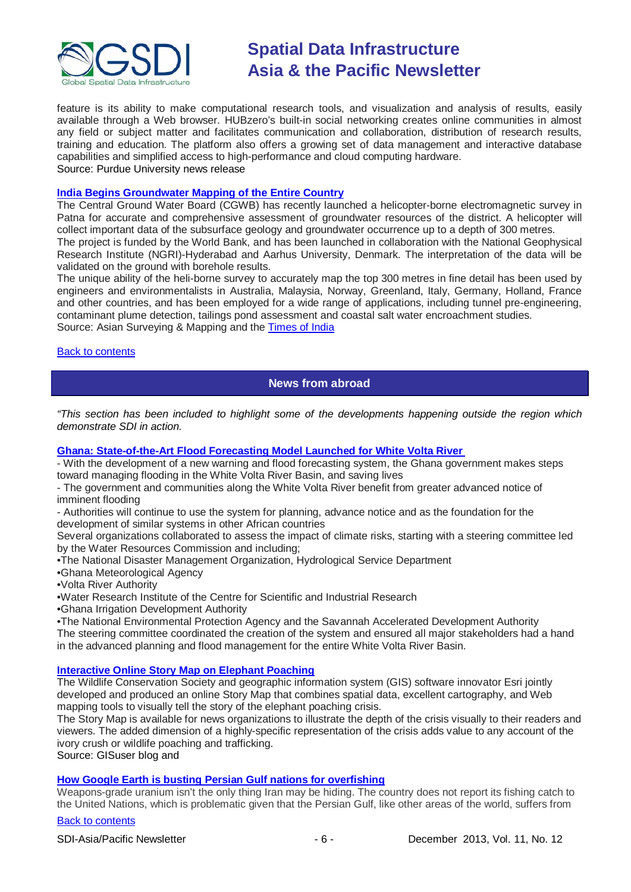feature is its ability to make computational research tools, and visualization and analysis of results, easily available through a Web browser. HUBzero's built-in social networking creates online communities in almost any field or subject matter and facilitates communication and collaboration, distribution of research results, training and education. The platform also offers a growing set of data management and interactive database capabilities and simplified access to high-performance and cloud computing hardware.
Source: Purdue University news release

### India Begins Groundwater Mapping of the Entire Country

The Central Ground Water Board (CGWB) has recently launched a helicopter-borne electromagnetic survey in Patna for accurate and comprehensive assessment of groundwater resources of the district. A helicopter will collect important data of the subsurface geology and groundwater occurrence up to a depth of 300 metres.
The project is funded by the World Bank, and has been launched in collaboration with the National Geophysical Research Institute (NGRI)-Hyderabad and Aarhus University, Denmark. The interpretation of the data will be validated on the ground with borehole results.
The unique ability of the heli-borne survey to accurately map the top 300 metres in fine detail has been used by engineers and environmentalists in Australia, Malaysia, Norway, Greenland, Italy, Germany, Holland, France and other countries, and has been employed for a wide range of applications, including tunnel pre-engineering, contaminant plume detection, tailings pond assessment and coastal salt water encroachment studies.
Source: Asian Surveying & Mapping and the Times of India

Back to contents

## News from abroad

*"This section has been included to highlight some of the developments happening outside the region which demonstrate SDI in action.*

### Ghana: State-of-the-Art Flood Forecasting Model Launched for White Volta River

- With the development of a new warning and flood forecasting system, the Ghana government makes steps toward managing flooding in the White Volta River Basin, and saving lives
- The government and communities along the White Volta River benefit from greater advanced notice of imminent flooding
- Authorities will continue to use the system for planning, advance notice and as the foundation for the development of similar systems in other African countries

Several organizations collaborated to assess the impact of climate risks, starting with a steering committee led by the Water Resources Commission and including;

- The National Disaster Management Organization, Hydrological Service Department
- Ghana Meteorological Agency
- Volta River Authority
- Water Research Institute of the Centre for Scientific and Industrial Research
- Ghana Irrigation Development Authority
- The National Environmental Protection Agency and the Savannah Accelerated Development Authority

The steering committee coordinated the creation of the system and ensured all major stakeholders had a hand in the advanced planning and flood management for the entire White Volta River Basin.

### Interactive Online Story Map on Elephant Poaching

The Wildlife Conservation Society and geographic information system (GIS) software innovator Esri jointly developed and produced an online Story Map that combines spatial data, excellent cartography, and Web mapping tools to visually tell the story of the elephant poaching crisis.
The Story Map is available for news organizations to illustrate the depth of the crisis visually to their readers and viewers. The added dimension of a highly-specific representation of the crisis adds value to any account of the ivory crush or wildlife poaching and trafficking.
Source: GISuser blog and

### How Google Earth is busting Persian Gulf nations for overfishing

Weapons-grade uranium isn't the only thing Iran may be hiding. The country does not report its fishing catch to the United Nations, which is problematic given that the Persian Gulf, like other areas of the world, suffers from

Back to contents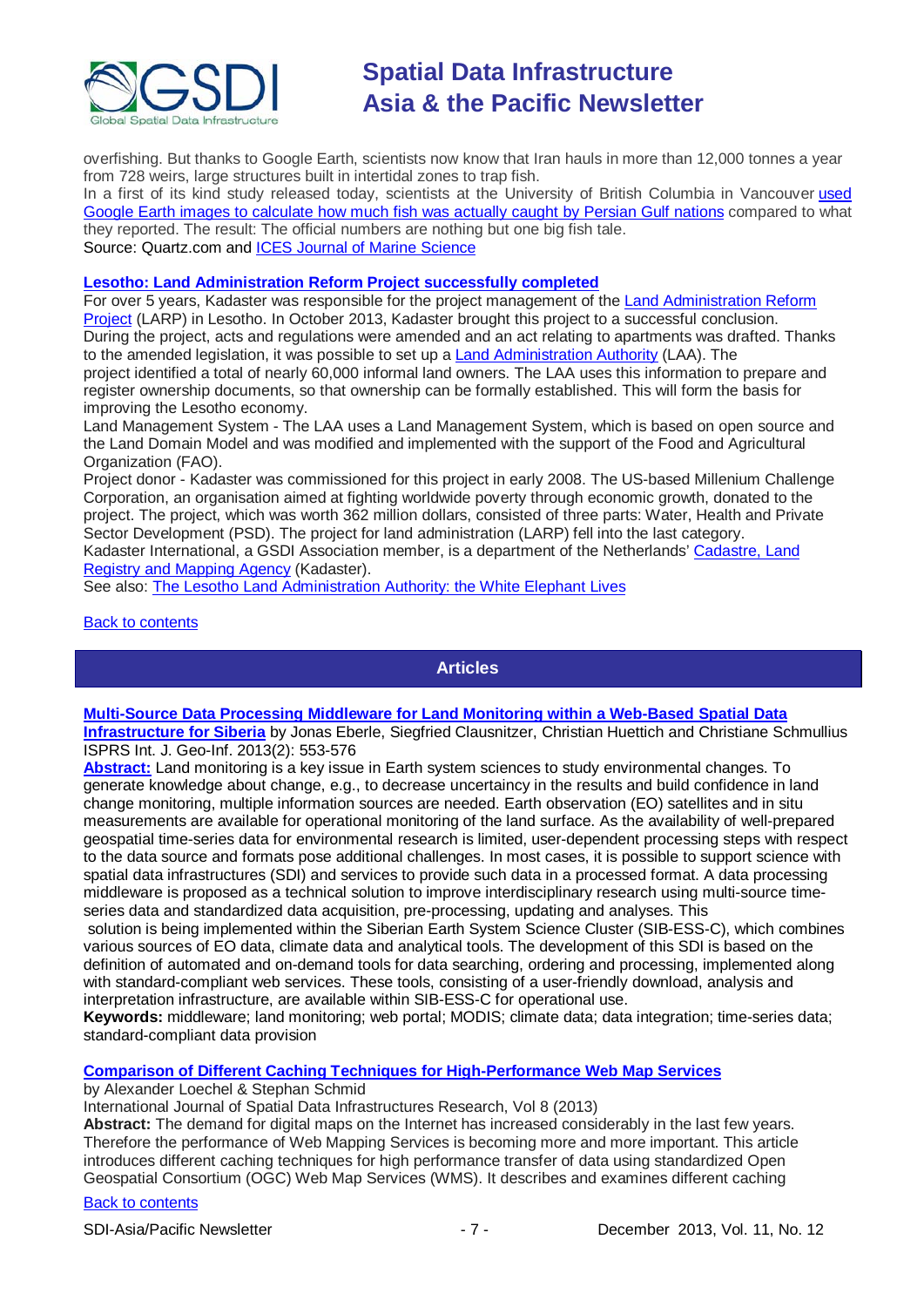overfishing. But thanks to Google Earth, scientists now know that Iran hauls in more than 12,000 tonnes a year from 728 weirs, large structures built in intertidal zones to trap fish.
In a first of its kind study released today, scientists at the University of British Columbia in Vancouver used Google Earth images to calculate how much fish was actually caught by Persian Gulf nations compared to what they reported. The result: The official numbers are nothing but one big fish tale.
Source: Quartz.com and ICES Journal of Marine Science

**Lesotho: Land Administration Reform Project successfully completed**
For over 5 years, Kadaster was responsible for the project management of the Land Administration Reform Project (LARP) in Lesotho. In October 2013, Kadaster brought this project to a successful conclusion.
During the project, acts and regulations were amended and an act relating to apartments was drafted. Thanks to the amended legislation, it was possible to set up a Land Administration Authority (LAA). The project identified a total of nearly 60,000 informal land owners. The LAA uses this information to prepare and register ownership documents, so that ownership can be formally established. This will form the basis for improving the Lesotho economy.
Land Management System - The LAA uses a Land Management System, which is based on open source and the Land Domain Model and was modified and implemented with the support of the Food and Agricultural Organization (FAO).
Project donor - Kadaster was commissioned for this project in early 2008. The US-based Millenium Challenge Corporation, an organisation aimed at fighting worldwide poverty through economic growth, donated to the project. The project, which was worth 362 million dollars, consisted of three parts: Water, Health and Private Sector Development (PSD). The project for land administration (LARP) fell into the last category.
Kadaster International, a GSDI Association member, is a department of the Netherlands' Cadastre, Land Registry and Mapping Agency (Kadaster).
See also: The Lesotho Land Administration Authority: the White Elephant Lives

Back to contents

## Articles

**Multi-Source Data Processing Middleware for Land Monitoring within a Web-Based Spatial Data Infrastructure for Siberia** by Jonas Eberle, Siegfried Clausnitzer, Christian Huettich and Christiane Schmullius
ISPRS Int. J. Geo-Inf. 2013(2): 553-576
**Abstract:** Land monitoring is a key issue in Earth system sciences to study environmental changes. To generate knowledge about change, e.g., to decrease uncertainty in the results and build confidence in land change monitoring, multiple information sources are needed. Earth observation (EO) satellites and in situ measurements are available for operational monitoring of the land surface. As the availability of well-prepared geospatial time-series data for environmental research is limited, user-dependent processing steps with respect to the data source and formats pose additional challenges. In most cases, it is possible to support science with spatial data infrastructures (SDI) and services to provide such data in a processed format. A data processing middleware is proposed as a technical solution to improve interdisciplinary research using multi-source time-series data and standardized data acquisition, pre-processing, updating and analyses. This solution is being implemented within the Siberian Earth System Science Cluster (SIB-ESS-C), which combines various sources of EO data, climate data and analytical tools. The development of this SDI is based on the definition of automated and on-demand tools for data searching, ordering and processing, implemented along with standard-compliant web services. These tools, consisting of a user-friendly download, analysis and interpretation infrastructure, are available within SIB-ESS-C for operational use.
**Keywords:** middleware; land monitoring; web portal; MODIS; climate data; data integration; time-series data; standard-compliant data provision

**Comparison of Different Caching Techniques for High-Performance Web Map Services**
by Alexander Loechel & Stephan Schmid
International Journal of Spatial Data Infrastructures Research, Vol 8 (2013)
**Abstract:** The demand for digital maps on the Internet has increased considerably in the last few years. Therefore the performance of Web Mapping Services is becoming more and more important. This article introduces different caching techniques for high performance transfer of data using standardized Open Geospatial Consortium (OGC) Web Map Services (WMS). It describes and examines different caching

Back to contents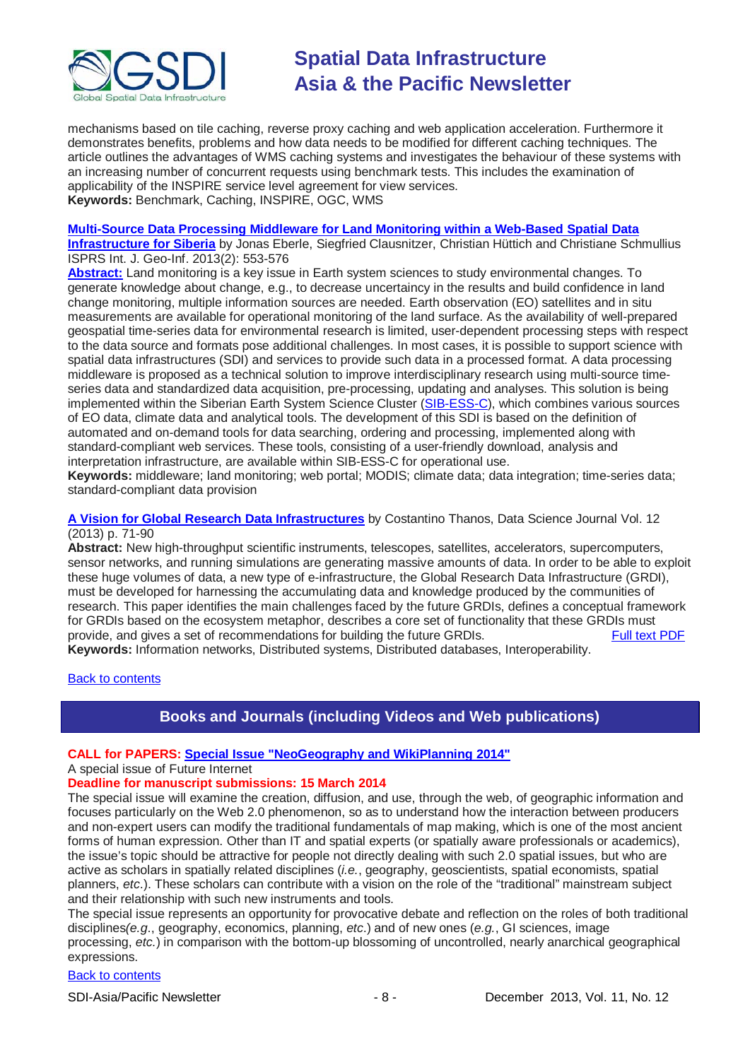mechanisms based on tile caching, reverse proxy caching and web application acceleration. Furthermore it demonstrates benefits, problems and how data needs to be modified for different caching techniques. The article outlines the advantages of WMS caching systems and investigates the behaviour of these systems with an increasing number of concurrent requests using benchmark tests. This includes the examination of applicability of the INSPIRE service level agreement for view services.
**Keywords:** Benchmark, Caching, INSPIRE, OGC, WMS

**Multi-Source Data Processing Middleware for Land Monitoring within a Web-Based Spatial Data Infrastructure for Siberia** by Jonas Eberle, Siegfried Clausnitzer, Christian Hüttich and Christiane Schmullius ISPRS Int. J. Geo-Inf. 2013(2): 553-576

**Abstract:** Land monitoring is a key issue in Earth system sciences to study environmental changes. To generate knowledge about change, e.g., to decrease uncertainty in the results and build confidence in land change monitoring, multiple information sources are needed. Earth observation (EO) satellites and in situ measurements are available for operational monitoring of the land surface. As the availability of well-prepared geospatial time-series data for environmental research is limited, user-dependent processing steps with respect to the data source and formats pose additional challenges. In most cases, it is possible to support science with spatial data infrastructures (SDI) and services to provide such data in a processed format. A data processing middleware is proposed as a technical solution to improve interdisciplinary research using multi-source time-series data and standardized data acquisition, pre-processing, updating and analyses. This solution is being implemented within the Siberian Earth System Science Cluster (SIB-ESS-C), which combines various sources of EO data, climate data and analytical tools. The development of this SDI is based on the definition of automated and on-demand tools for data searching, ordering and processing, implemented along with standard-compliant web services. These tools, consisting of a user-friendly download, analysis and interpretation infrastructure, are available within SIB-ESS-C for operational use.
**Keywords:** middleware; land monitoring; web portal; MODIS; climate data; data integration; time-series data; standard-compliant data provision

**A Vision for Global Research Data Infrastructures** by Costantino Thanos, Data Science Journal Vol. 12 (2013) p. 71-90

**Abstract:** New high-throughput scientific instruments, telescopes, satellites, accelerators, supercomputers, sensor networks, and running simulations are generating massive amounts of data. In order to be able to exploit these huge volumes of data, a new type of e-infrastructure, the Global Research Data Infrastructure (GRDI), must be developed for harnessing the accumulating data and knowledge produced by the communities of research. This paper identifies the main challenges faced by the future GRDIs, defines a conceptual framework for GRDIs based on the ecosystem metaphor, describes a core set of functionality that these GRDIs must provide, and gives a set of recommendations for building the future GRDIs. Full text PDF
**Keywords:** Information networks, Distributed systems, Distributed databases, Interoperability.

Back to contents

## Books and Journals (including Videos and Web publications)

**CALL for PAPERS: Special Issue "NeoGeography and WikiPlanning 2014"**

A special issue of Future Internet

**Deadline for manuscript submissions: 15 March 2014**

The special issue will examine the creation, diffusion, and use, through the web, of geographic information and focuses particularly on the Web 2.0 phenomenon, so as to understand how the interaction between producers and non-expert users can modify the traditional fundamentals of map making, which is one of the most ancient forms of human expression. Other than IT and spatial experts (or spatially aware professionals or academics), the issue's topic should be attractive for people not directly dealing with such 2.0 spatial issues, but who are active as scholars in spatially related disciplines (*i.e.*, geography, geoscientists, spatial economists, spatial planners, *etc*.). These scholars can contribute with a vision on the role of the "traditional" mainstream subject and their relationship with such new instruments and tools.

The special issue represents an opportunity for provocative debate and reflection on the roles of both traditional disciplines(*e.g.*, geography, economics, planning, *etc*.) and of new ones (*e.g.*, GI sciences, image processing, *etc.*) in comparison with the bottom-up blossoming of uncontrolled, nearly anarchical geographical expressions.

Back to contents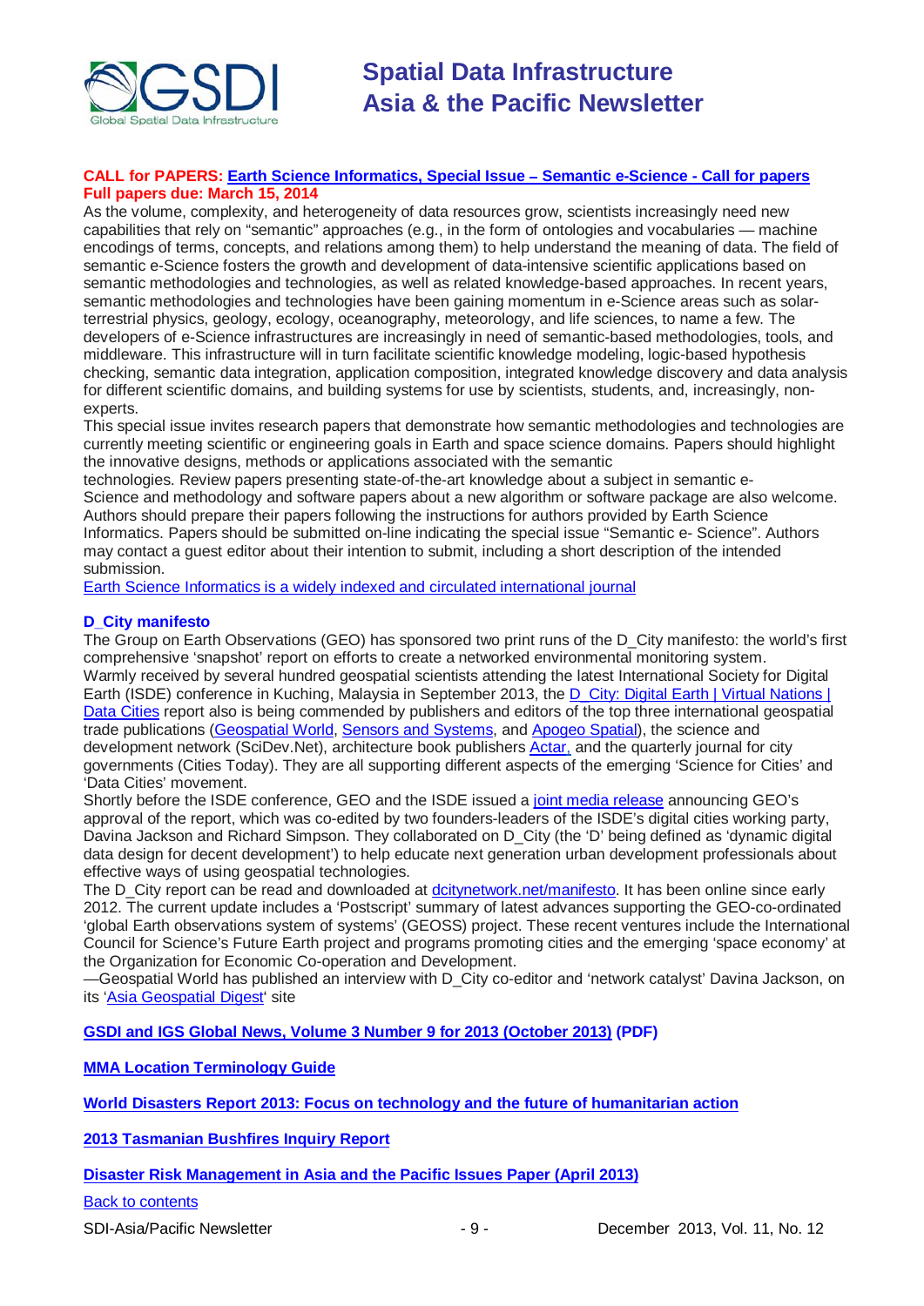**CALL for PAPERS: Earth Science Informatics, Special Issue – Semantic e-Science - Call for papers**
**Full papers due: March 15, 2014**

As the volume, complexity, and heterogeneity of data resources grow, scientists increasingly need new capabilities that rely on "semantic" approaches (e.g., in the form of ontologies and vocabularies — machine encodings of terms, concepts, and relations among them) to help understand the meaning of data. The field of semantic e-Science fosters the growth and development of data-intensive scientific applications based on semantic methodologies and technologies, as well as related knowledge-based approaches. In recent years, semantic methodologies and technologies have been gaining momentum in e-Science areas such as solar-terrestrial physics, geology, ecology, oceanography, meteorology, and life sciences, to name a few. The developers of e-Science infrastructures are increasingly in need of semantic-based methodologies, tools, and middleware. This infrastructure will in turn facilitate scientific knowledge modeling, logic-based hypothesis checking, semantic data integration, application composition, integrated knowledge discovery and data analysis for different scientific domains, and building systems for use by scientists, students, and, increasingly, non-experts.

This special issue invites research papers that demonstrate how semantic methodologies and technologies are currently meeting scientific or engineering goals in Earth and space science domains. Papers should highlight the innovative designs, methods or applications associated with the semantic technologies. Review papers presenting state-of-the-art knowledge about a subject in semantic e-Science and methodology and software papers about a new algorithm or software package are also welcome. Authors should prepare their papers following the instructions for authors provided by Earth Science Informatics. Papers should be submitted on-line indicating the special issue "Semantic e- Science". Authors may contact a guest editor about their intention to submit, including a short description of the intended submission.

Earth Science Informatics is a widely indexed and circulated international journal

**D_City manifesto**

The Group on Earth Observations (GEO) has sponsored two print runs of the D_City manifesto: the world's first comprehensive 'snapshot' report on efforts to create a networked environmental monitoring system.

Warmly received by several hundred geospatial scientists attending the latest International Society for Digital Earth (ISDE) conference in Kuching, Malaysia in September 2013, the D_City: Digital Earth | Virtual Nations | Data Cities report also is being commended by publishers and editors of the top three international geospatial trade publications (Geospatial World, Sensors and Systems, and Apogeo Spatial), the science and development network (SciDev.Net), architecture book publishers Actar, and the quarterly journal for city governments (Cities Today). They are all supporting different aspects of the emerging 'Science for Cities' and 'Data Cities' movement.

Shortly before the ISDE conference, GEO and the ISDE issued a joint media release announcing GEO's approval of the report, which was co-edited by two founders-leaders of the ISDE's digital cities working party, Davina Jackson and Richard Simpson. They collaborated on D_City (the 'D' being defined as 'dynamic digital data design for decent development') to help educate next generation urban development professionals about effective ways of using geospatial technologies.

The D_City report can be read and downloaded at dcitynetwork.net/manifesto. It has been online since early 2012. The current update includes a 'Postscript' summary of latest advances supporting the GEO-co-ordinated 'global Earth observations system of systems' (GEOSS) project. These recent ventures include the International Council for Science's Future Earth project and programs promoting cities and the emerging 'space economy' at the Organization for Economic Co-operation and Development.

—Geospatial World has published an interview with D_City co-editor and 'network catalyst' Davina Jackson, on its 'Asia Geospatial Digest' site

**GSDI and IGS Global News, Volume 3 Number 9 for 2013 (October 2013) (PDF)**

**MMA Location Terminology Guide**

**World Disasters Report 2013: Focus on technology and the future of humanitarian action**

**2013 Tasmanian Bushfires Inquiry Report**

**Disaster Risk Management in Asia and the Pacific Issues Paper (April 2013)**

Back to contents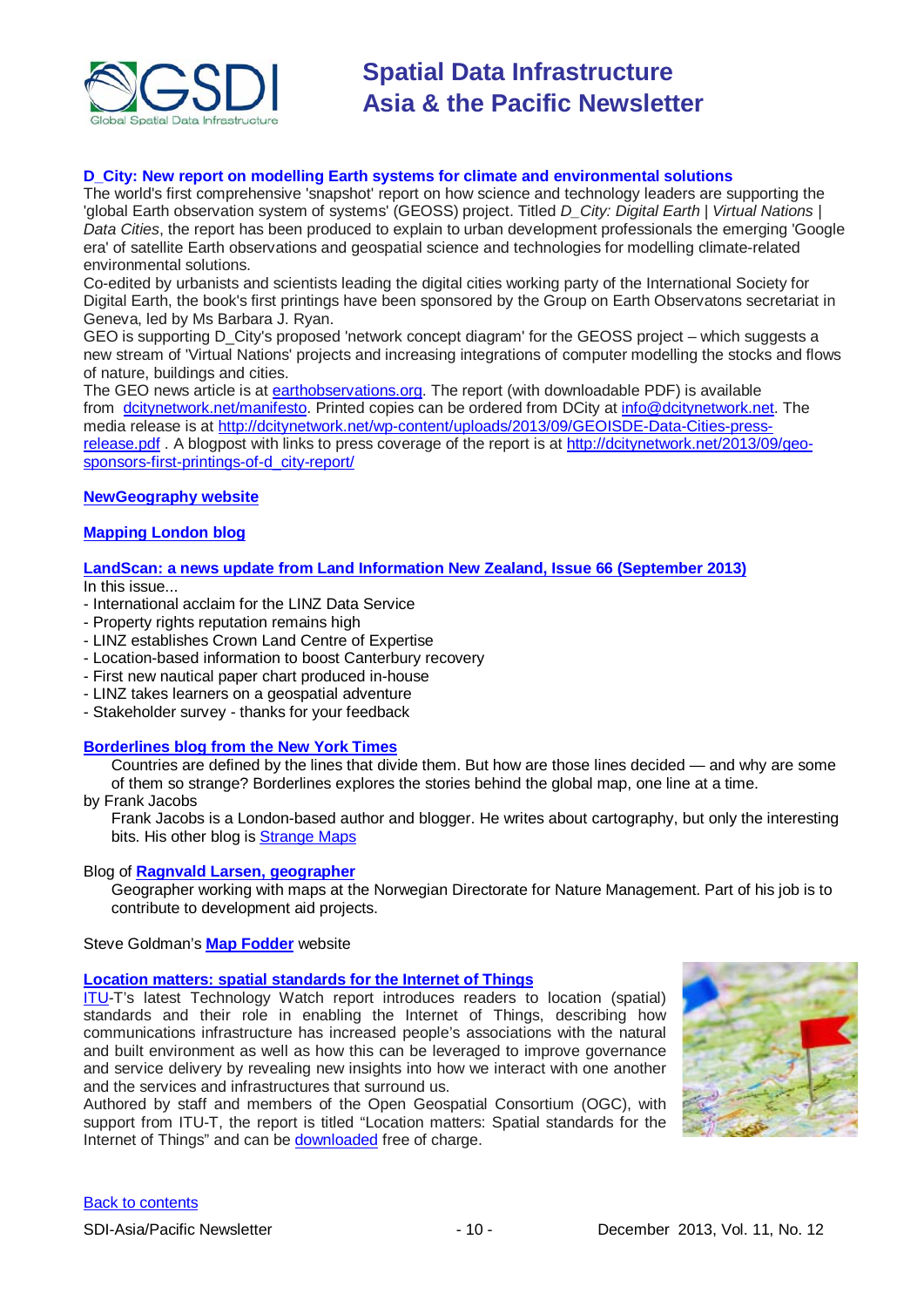**D_City: New report on modelling Earth systems for climate and environmental solutions**

The world's first comprehensive 'snapshot' report on how science and technology leaders are supporting the 'global Earth observation system of systems' (GEOSS) project. Titled *D_City: Digital Earth | Virtual Nations | Data Cities*, the report has been produced to explain to urban development professionals the emerging 'Google era' of satellite Earth observations and geospatial science and technologies for modelling climate-related environmental solutions.

Co-edited by urbanists and scientists leading the digital cities working party of the International Society for Digital Earth, the book's first printings have been sponsored by the Group on Earth Observatons secretariat in Geneva, led by Ms Barbara J. Ryan.

GEO is supporting D_City's proposed 'network concept diagram' for the GEOSS project – which suggests a new stream of 'Virtual Nations' projects and increasing integrations of computer modelling the stocks and flows of nature, buildings and cities.

The GEO news article is at earthobservations.org. The report (with downloadable PDF) is available from dcitynetwork.net/manifesto. Printed copies can be ordered from DCity at info@dcitynetwork.net. The media release is at http://dcitynetwork.net/wp-content/uploads/2013/09/GEOISDE-Data-Cities-press-release.pdf . A blogpost with links to press coverage of the report is at http://dcitynetwork.net/2013/09/geo-sponsors-first-printings-of-d_city-report/

**NewGeography website**

**Mapping London blog**

**LandScan: a news update from Land Information New Zealand, Issue 66 (September 2013)**

In this issue...
- International acclaim for the LINZ Data Service
- Property rights reputation remains high
- LINZ establishes Crown Land Centre of Expertise
- Location-based information to boost Canterbury recovery
- First new nautical paper chart produced in-house
- LINZ takes learners on a geospatial adventure
- Stakeholder survey - thanks for your feedback

**Borderlines blog from the New York Times**

> Countries are defined by the lines that divide them. But how are those lines decided — and why are some of them so strange? Borderlines explores the stories behind the global map, one line at a time.

by Frank Jacobs

> Frank Jacobs is a London-based author and blogger. He writes about cartography, but only the interesting bits. His other blog is Strange Maps

Blog of **Ragnvald Larsen, geographer**

> Geographer working with maps at the Norwegian Directorate for Nature Management. Part of his job is to contribute to development aid projects.

Steve Goldman's **Map Fodder** website

**Location matters: spatial standards for the Internet of Things**

ITU-T's latest Technology Watch report introduces readers to location (spatial) standards and their role in enabling the Internet of Things, describing how communications infrastructure has increased people's associations with the natural and built environment as well as how this can be leveraged to improve governance and service delivery by revealing new insights into how we interact with one another and the services and infrastructures that surround us.

Authored by staff and members of the Open Geospatial Consortium (OGC), with support from ITU-T, the report is titled "Location matters: Spatial standards for the Internet of Things" and can be downloaded free of charge.

Back to contents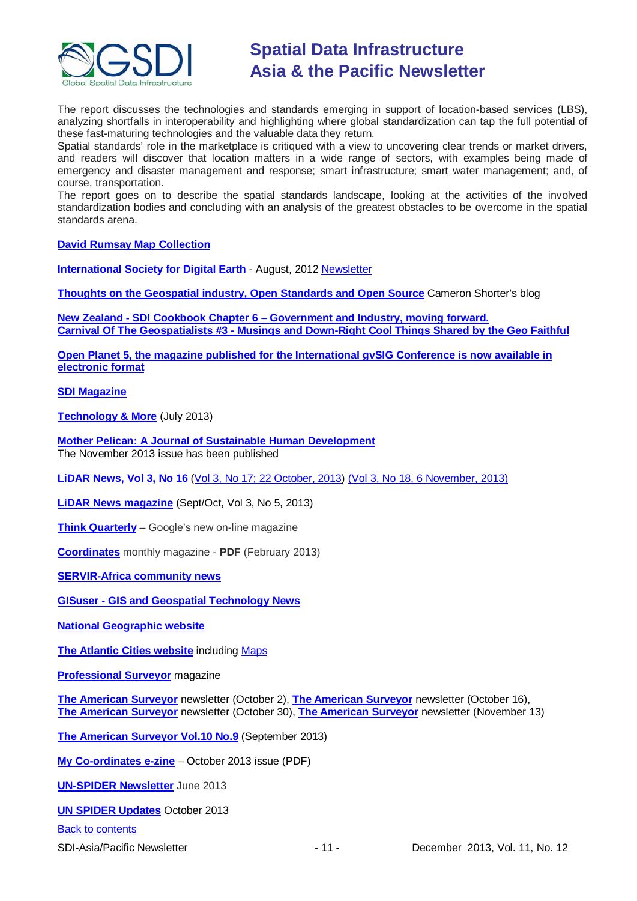The report discusses the technologies and standards emerging in support of location-based services (LBS), analyzing shortfalls in interoperability and highlighting where global standardization can tap the full potential of these fast-maturing technologies and the valuable data they return.

Spatial standards' role in the marketplace is critiqued with a view to uncovering clear trends or market drivers, and readers will discover that location matters in a wide range of sectors, with examples being made of emergency and disaster management and response; smart infrastructure; smart water management; and, of course, transportation.

The report goes on to describe the spatial standards landscape, looking at the activities of the involved standardization bodies and concluding with an analysis of the greatest obstacles to be overcome in the spatial standards arena.

**David Rumsay Map Collection**

**International Society for Digital Earth** - August, 2012 Newsletter

**Thoughts on the Geospatial industry, Open Standards and Open Source** Cameron Shorter's blog

**New Zealand - SDI Cookbook Chapter 6 – Government and Industry, moving forward.**
**Carnival Of The Geospatialists #3 - Musings and Down-Right Cool Things Shared by the Geo Faithful**

**Open Planet 5, the magazine published for the International gvSIG Conference is now available in electronic format**

**SDI Magazine**

**Technology & More** (July 2013)

**Mother Pelican: A Journal of Sustainable Human Development**
The November 2013 issue has been published

**LiDAR News, Vol 3, No 16** (Vol 3, No 17; 22 October, 2013) (Vol 3, No 18, 6 November, 2013)

**LiDAR News magazine** (Sept/Oct, Vol 3, No 5, 2013)

**Think Quarterly** – Google's new on-line magazine

**Coordinates** monthly magazine - **PDF** (February 2013)

**SERVIR-Africa community news**

**GISuser - GIS and Geospatial Technology News**

**National Geographic website**

**The Atlantic Cities website** including Maps

**Professional Surveyor** magazine

**The American Surveyor** newsletter (October 2), **The American Surveyor** newsletter (October 16), **The American Surveyor** newsletter (October 30), **The American Surveyor** newsletter (November 13)

**The American Surveyor Vol.10 No.9** (September 2013)

**My Co-ordinates e-zine** – October 2013 issue (PDF)

**UN-SPIDER Newsletter** June 2013

**UN SPIDER Updates** October 2013

Back to contents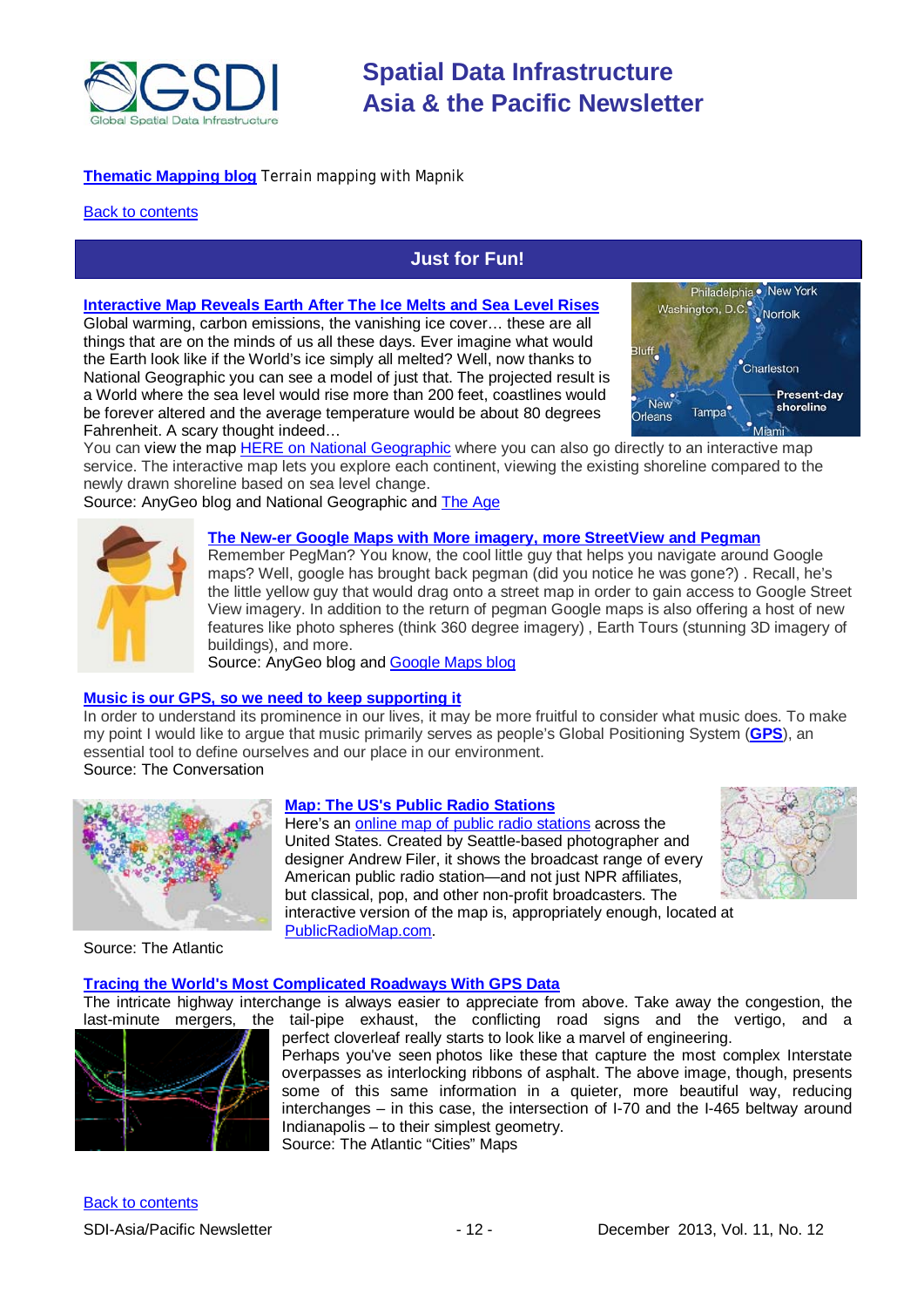**Thematic Mapping blog** Terrain mapping with Mapnik

Back to contents

## Just for Fun!

**Interactive Map Reveals Earth After The Ice Melts and Sea Level Rises**

Global warming, carbon emissions, the vanishing ice cover… these are all things that are on the minds of us all these days. Ever imagine what would the Earth look like if the World's ice simply all melted? Well, now thanks to National Geographic you can see a model of just that. The projected result is a World where the sea level would rise more than 200 feet, coastlines would be forever altered and the average temperature would be about 80 degrees Fahrenheit. A scary thought indeed…

You can view the map HERE on National Geographic where you can also go directly to an interactive map service. The interactive map lets you explore each continent, viewing the existing shoreline compared to the newly drawn shoreline based on sea level change.

Source: AnyGeo blog and National Geographic and The Age

**The New-er Google Maps with More imagery, more StreetView and Pegman**

Remember PegMan? You know, the cool little guy that helps you navigate around Google maps? Well, google has brought back pegman (did you notice he was gone?) . Recall, he's the little yellow guy that would drag onto a street map in order to gain access to Google Street View imagery. In addition to the return of pegman Google maps is also offering a host of new features like photo spheres (think 360 degree imagery) , Earth Tours (stunning 3D imagery of buildings), and more.

Source: AnyGeo blog and Google Maps blog

**Music is our GPS, so we need to keep supporting it**

In order to understand its prominence in our lives, it may be more fruitful to consider what music does. To make my point I would like to argue that music primarily serves as people's Global Positioning System (**GPS**), an essential tool to define ourselves and our place in our environment.

Source: The Conversation

**Map: The US's Public Radio Stations**

Here's an online map of public radio stations across the United States. Created by Seattle-based photographer and designer Andrew Filer, it shows the broadcast range of every American public radio station—and not just NPR affiliates, but classical, pop, and other non-profit broadcasters. The interactive version of the map is, appropriately enough, located at PublicRadioMap.com.

Source: The Atlantic

**Tracing the World's Most Complicated Roadways With GPS Data**

The intricate highway interchange is always easier to appreciate from above. Take away the congestion, the last-minute mergers, the tail-pipe exhaust, the conflicting road signs and the vertigo, and a perfect cloverleaf really starts to look like a marvel of engineering.

Perhaps you've seen photos like these that capture the most complex Interstate overpasses as interlocking ribbons of asphalt. The above image, though, presents some of this same information in a quieter, more beautiful way, reducing interchanges – in this case, the intersection of I-70 and the I-465 beltway around Indianapolis – to their simplest geometry.

Source: The Atlantic "Cities" Maps

Back to contents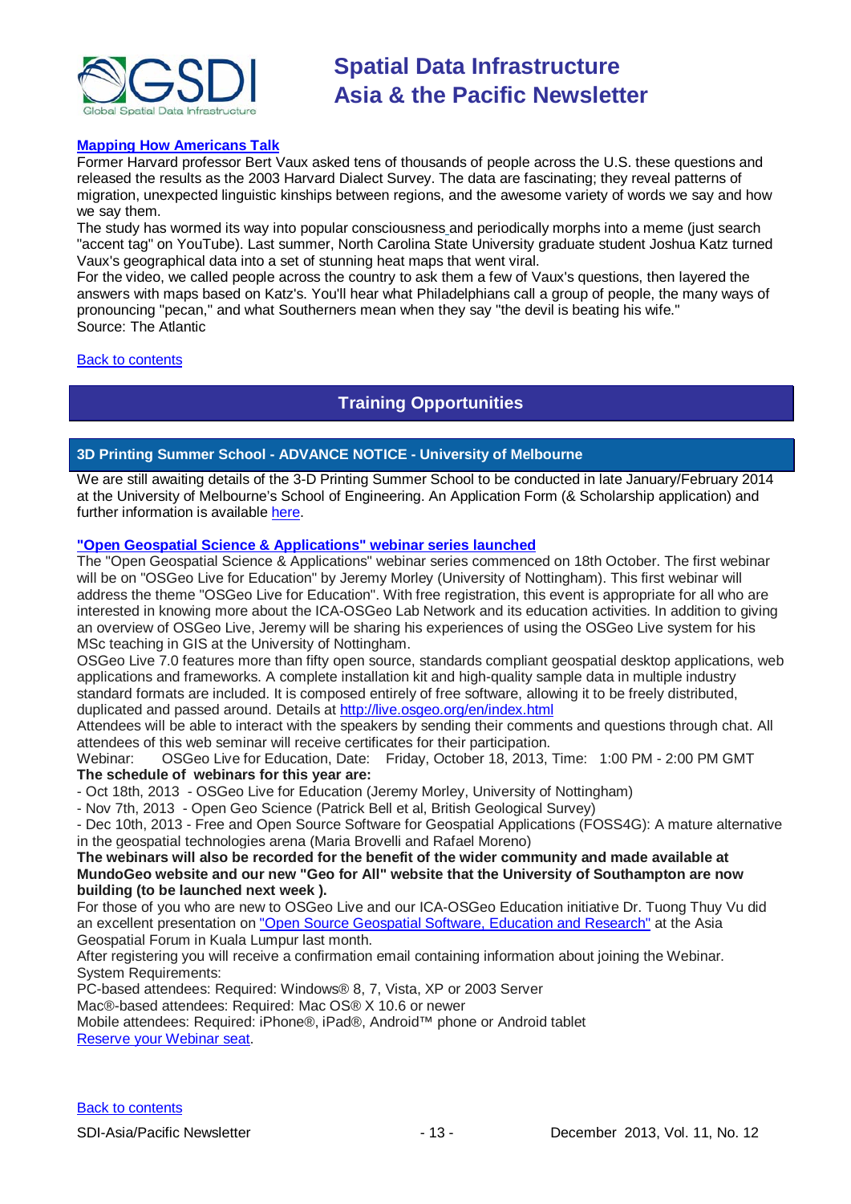### Mapping How Americans Talk

Former Harvard professor Bert Vaux asked tens of thousands of people across the U.S. these questions and released the results as the 2003 Harvard Dialect Survey. The data are fascinating; they reveal patterns of migration, unexpected linguistic kinships between regions, and the awesome variety of words we say and how we say them.

The study has wormed its way into popular consciousness and periodically morphs into a meme (just search "accent tag" on YouTube). Last summer, North Carolina State University graduate student Joshua Katz turned Vaux's geographical data into a set of stunning heat maps that went viral.

For the video, we called people across the country to ask them a few of Vaux's questions, then layered the answers with maps based on Katz's. You'll hear what Philadelphians call a group of people, the many ways of pronouncing "pecan," and what Southerners mean when they say "the devil is beating his wife."

Source: The Atlantic

Back to contents

## Training Opportunities

### 3D Printing Summer School - ADVANCE NOTICE - University of Melbourne

We are still awaiting details of the 3-D Printing Summer School to be conducted in late January/February 2014 at the University of Melbourne's School of Engineering. An Application Form (& Scholarship application) and further information is available here.

### "Open Geospatial Science & Applications" webinar series launched

The "Open Geospatial Science & Applications" webinar series commenced on 18th October. The first webinar will be on "OSGeo Live for Education" by Jeremy Morley (University of Nottingham). This first webinar will address the theme "OSGeo Live for Education". With free registration, this event is appropriate for all who are interested in knowing more about the ICA-OSGeo Lab Network and its education activities. In addition to giving an overview of OSGeo Live, Jeremy will be sharing his experiences of using the OSGeo Live system for his MSc teaching in GIS at the University of Nottingham.

OSGeo Live 7.0 features more than fifty open source, standards compliant geospatial desktop applications, web applications and frameworks. A complete installation kit and high-quality sample data in multiple industry standard formats are included. It is composed entirely of free software, allowing it to be freely distributed, duplicated and passed around. Details at http://live.osgeo.org/en/index.html

Attendees will be able to interact with the speakers by sending their comments and questions through chat. All attendees of this web seminar will receive certificates for their participation.

Webinar: OSGeo Live for Education, Date: Friday, October 18, 2013, Time: 1:00 PM - 2:00 PM GMT

**The schedule of webinars for this year are:**

- Oct 18th, 2013 - OSGeo Live for Education (Jeremy Morley, University of Nottingham)
- Nov 7th, 2013 - Open Geo Science (Patrick Bell et al, British Geological Survey)
- Dec 10th, 2013 - Free and Open Source Software for Geospatial Applications (FOSS4G): A mature alternative in the geospatial technologies arena (Maria Brovelli and Rafael Moreno)

**The webinars will also be recorded for the benefit of the wider community and made available at MundoGeo website and our new "Geo for All" website that the University of Southampton are now building (to be launched next week ).**

For those of you who are new to OSGeo Live and our ICA-OSGeo Education initiative Dr. Tuong Thuy Vu did an excellent presentation on "Open Source Geospatial Software, Education and Research" at the Asia Geospatial Forum in Kuala Lumpur last month.

After registering you will receive a confirmation email containing information about joining the Webinar.

System Requirements:

PC-based attendees: Required: Windows® 8, 7, Vista, XP or 2003 Server

Mac®-based attendees: Required: Mac OS® X 10.6 or newer

Mobile attendees: Required: iPhone®, iPad®, Android™ phone or Android tablet

Reserve your Webinar seat.

Back to contents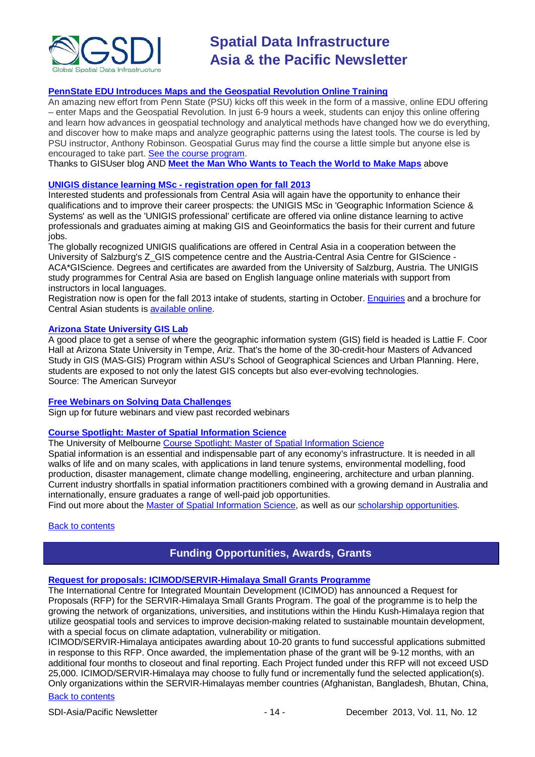**PennState EDU Introduces Maps and the Geospatial Revolution Online Training**

An amazing new effort from Penn State (PSU) kicks off this week in the form of a massive, online EDU offering – enter Maps and the Geospatial Revolution. In just 6-9 hours a week, students can enjoy this online offering and learn how advances in geospatial technology and analytical methods have changed how we do everything, and discover how to make maps and analyze geographic patterns using the latest tools. The course is led by PSU instructor, Anthony Robinson. Geospatial Gurus may find the course a little simple but anyone else is encouraged to take part. See the course program.

Thanks to GISUser blog AND **Meet the Man Who Wants to Teach the World to Make Maps** above

**UNIGIS distance learning MSc - registration open for fall 2013**

Interested students and professionals from Central Asia will again have the opportunity to enhance their qualifications and to improve their career prospects: the UNIGIS MSc in 'Geographic Information Science & Systems' as well as the 'UNIGIS professional' certificate are offered via online distance learning to active professionals and graduates aiming at making GIS and Geoinformatics the basis for their current and future jobs.

The globally recognized UNIGIS qualifications are offered in Central Asia in a cooperation between the University of Salzburg's Z_GIS competence centre and the Austria-Central Asia Centre for GIScience - ACA*GIScience. Degrees and certificates are awarded from the University of Salzburg, Austria. The UNIGIS study programmes for Central Asia are based on English language online materials with support from instructors in local languages.

Registration now is open for the fall 2013 intake of students, starting in October. Enquiries and a brochure for Central Asian students is available online.

**Arizona State University GIS Lab**

A good place to get a sense of where the geographic information system (GIS) field is headed is Lattie F. Coor Hall at Arizona State University in Tempe, Ariz. That's the home of the 30-credit-hour Masters of Advanced Study in GIS (MAS-GIS) Program within ASU's School of Geographical Sciences and Urban Planning. Here, students are exposed to not only the latest GIS concepts but also ever-evolving technologies.
Source: The American Surveyor

**Free Webinars on Solving Data Challenges**

Sign up for future webinars and view past recorded webinars

**Course Spotlight: Master of Spatial Information Science**

The University of Melbourne Course Spotlight: Master of Spatial Information Science

Spatial information is an essential and indispensable part of any economy's infrastructure. It is needed in all walks of life and on many scales, with applications in land tenure systems, environmental modelling, food production, disaster management, climate change modelling, engineering, architecture and urban planning. Current industry shortfalls in spatial information practitioners combined with a growing demand in Australia and internationally, ensure graduates a range of well-paid job opportunities.

Find out more about the Master of Spatial Information Science, as well as our scholarship opportunities.

Back to contents

## Funding Opportunities, Awards, Grants

**Request for proposals: ICIMOD/SERVIR-Himalaya Small Grants Programme**

The International Centre for Integrated Mountain Development (ICIMOD) has announced a Request for Proposals (RFP) for the SERVIR-Himalaya Small Grants Program. The goal of the programme is to help the growing the network of organizations, universities, and institutions within the Hindu Kush-Himalaya region that utilize geospatial tools and services to improve decision-making related to sustainable mountain development, with a special focus on climate adaptation, vulnerability or mitigation.

ICIMOD/SERVIR-Himalaya anticipates awarding about 10-20 grants to fund successful applications submitted in response to this RFP. Once awarded, the implementation phase of the grant will be 9-12 months, with an additional four months to closeout and final reporting. Each Project funded under this RFP will not exceed USD 25,000. ICIMOD/SERVIR-Himalaya may choose to fully fund or incrementally fund the selected application(s). Only organizations within the SERVIR-Himalayas member countries (Afghanistan, Bangladesh, Bhutan, China,

Back to contents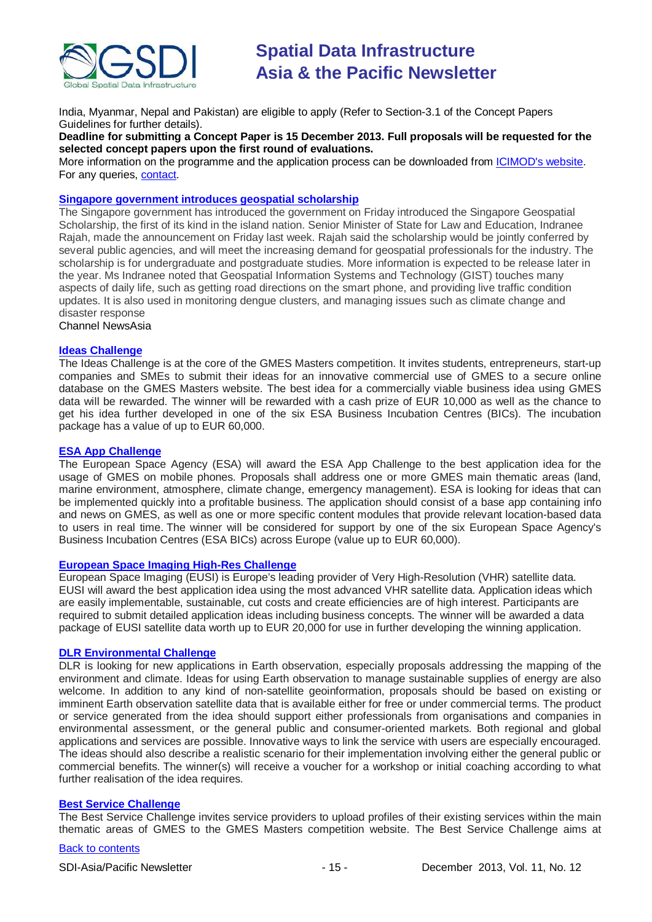India, Myanmar, Nepal and Pakistan) are eligible to apply (Refer to Section-3.1 of the Concept Papers Guidelines for further details).

**Deadline for submitting a Concept Paper is 15 December 2013. Full proposals will be requested for the selected concept papers upon the first round of evaluations.**

More information on the programme and the application process can be downloaded from ICIMOD's website. For any queries, contact.

### Singapore government introduces geospatial scholarship

The Singapore government has introduced the government on Friday introduced the Singapore Geospatial Scholarship, the first of its kind in the island nation. Senior Minister of State for Law and Education, Indranee Rajah, made the announcement on Friday last week. Rajah said the scholarship would be jointly conferred by several public agencies, and will meet the increasing demand for geospatial professionals for the industry. The scholarship is for undergraduate and postgraduate studies. More information is expected to be release later in the year. Ms Indranee noted that Geospatial Information Systems and Technology (GIST) touches many aspects of daily life, such as getting road directions on the smart phone, and providing live traffic condition updates. It is also used in monitoring dengue clusters, and managing issues such as climate change and disaster response

Channel NewsAsia

### Ideas Challenge

The Ideas Challenge is at the core of the GMES Masters competition. It invites students, entrepreneurs, start-up companies and SMEs to submit their ideas for an innovative commercial use of GMES to a secure online database on the GMES Masters website. The best idea for a commercially viable business idea using GMES data will be rewarded. The winner will be rewarded with a cash prize of EUR 10,000 as well as the chance to get his idea further developed in one of the six ESA Business Incubation Centres (BICs). The incubation package has a value of up to EUR 60,000.

### ESA App Challenge

The European Space Agency (ESA) will award the ESA App Challenge to the best application idea for the usage of GMES on mobile phones. Proposals shall address one or more GMES main thematic areas (land, marine environment, atmosphere, climate change, emergency management). ESA is looking for ideas that can be implemented quickly into a profitable business. The application should consist of a base app containing info and news on GMES, as well as one or more specific content modules that provide relevant location-based data to users in real time. The winner will be considered for support by one of the six European Space Agency's Business Incubation Centres (ESA BICs) across Europe (value up to EUR 60,000).

### European Space Imaging High-Res Challenge

European Space Imaging (EUSI) is Europe's leading provider of Very High-Resolution (VHR) satellite data. EUSI will award the best application idea using the most advanced VHR satellite data. Application ideas which are easily implementable, sustainable, cut costs and create efficiencies are of high interest. Participants are required to submit detailed application ideas including business concepts. The winner will be awarded a data package of EUSI satellite data worth up to EUR 20,000 for use in further developing the winning application.

### DLR Environmental Challenge

DLR is looking for new applications in Earth observation, especially proposals addressing the mapping of the environment and climate. Ideas for using Earth observation to manage sustainable supplies of energy are also welcome. In addition to any kind of non-satellite geoinformation, proposals should be based on existing or imminent Earth observation satellite data that is available either for free or under commercial terms. The product or service generated from the idea should support either professionals from organisations and companies in environmental assessment, or the general public and consumer-oriented markets. Both regional and global applications and services are possible. Innovative ways to link the service with users are especially encouraged. The ideas should also describe a realistic scenario for their implementation involving either the general public or commercial benefits. The winner(s) will receive a voucher for a workshop or initial coaching according to what further realisation of the idea requires.

### Best Service Challenge

The Best Service Challenge invites service providers to upload profiles of their existing services within the main thematic areas of GMES to the GMES Masters competition website. The Best Service Challenge aims at

Back to contents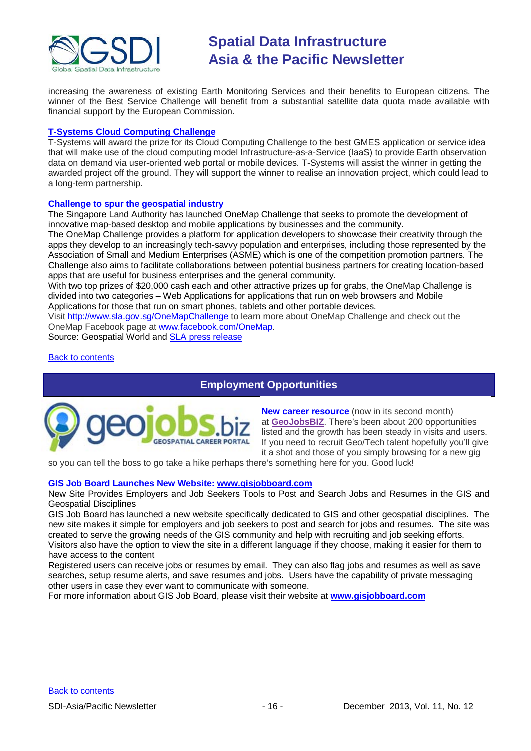increasing the awareness of existing Earth Monitoring Services and their benefits to European citizens. The winner of the Best Service Challenge will benefit from a substantial satellite data quota made available with financial support by the European Commission.

**T-Systems Cloud Computing Challenge**

T-Systems will award the prize for its Cloud Computing Challenge to the best GMES application or service idea that will make use of the cloud computing model Infrastructure-as-a-Service (IaaS) to provide Earth observation data on demand via user-oriented web portal or mobile devices. T-Systems will assist the winner in getting the awarded project off the ground. They will support the winner to realise an innovation project, which could lead to a long-term partnership.

**Challenge to spur the geospatial industry**

The Singapore Land Authority has launched OneMap Challenge that seeks to promote the development of innovative map-based desktop and mobile applications by businesses and the community.

The OneMap Challenge provides a platform for application developers to showcase their creativity through the apps they develop to an increasingly tech-savvy population and enterprises, including those represented by the Association of Small and Medium Enterprises (ASME) which is one of the competition promotion partners. The Challenge also aims to facilitate collaborations between potential business partners for creating location-based apps that are useful for business enterprises and the general community.

With two top prizes of $20,000 cash each and other attractive prizes up for grabs, the OneMap Challenge is divided into two categories – Web Applications for applications that run on web browsers and Mobile Applications for those that run on smart phones, tablets and other portable devices.

Visit http://www.sla.gov.sg/OneMapChallenge to learn more about OneMap Challenge and check out the OneMap Facebook page at www.facebook.com/OneMap.

Source: Geospatial World and SLA press release

Back to contents

## Employment Opportunities

**New career resource** (now in its second month) at **GeoJobsBIZ**. There's been about 200 opportunities listed and the growth has been steady in visits and users. If you need to recruit Geo/Tech talent hopefully you'll give it a shot and those of you simply browsing for a new gig so you can tell the boss to go take a hike perhaps there's something here for you. Good luck!

**GIS Job Board Launches New Website: www.gisjobboard.com**

New Site Provides Employers and Job Seekers Tools to Post and Search Jobs and Resumes in the GIS and Geospatial Disciplines

GIS Job Board has launched a new website specifically dedicated to GIS and other geospatial disciplines. The new site makes it simple for employers and job seekers to post and search for jobs and resumes. The site was created to serve the growing needs of the GIS community and help with recruiting and job seeking efforts. Visitors also have the option to view the site in a different language if they choose, making it easier for them to have access to the content

Registered users can receive jobs or resumes by email. They can also flag jobs and resumes as well as save searches, setup resume alerts, and save resumes and jobs. Users have the capability of private messaging other users in case they ever want to communicate with someone.

For more information about GIS Job Board, please visit their website at **www.gisjobboard.com**

Back to contents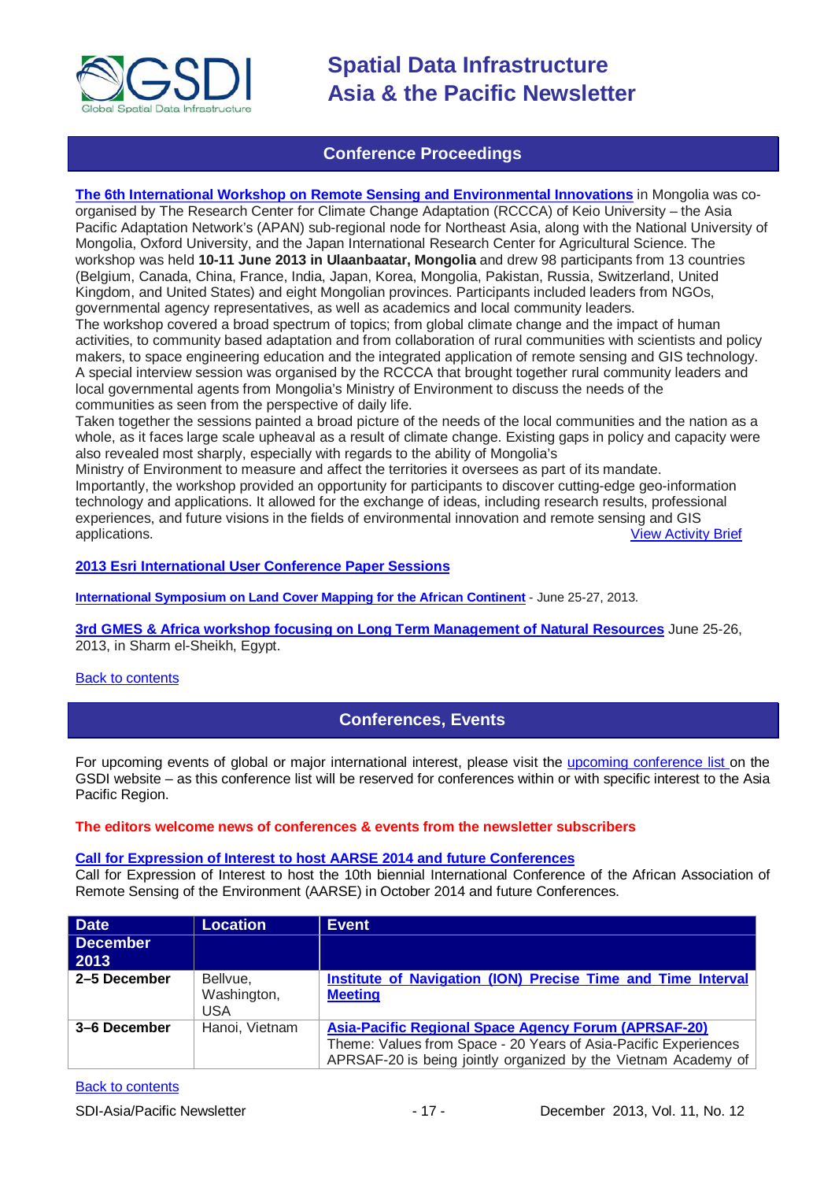## Conference Proceedings

**The 6th International Workshop on Remote Sensing and Environmental Innovations** in Mongolia was co-organised by The Research Center for Climate Change Adaptation (RCCCA) of Keio University – the Asia Pacific Adaptation Network's (APAN) sub-regional node for Northeast Asia, along with the National University of Mongolia, Oxford University, and the Japan International Research Center for Agricultural Science. The workshop was held **10-11 June 2013 in Ulaanbaatar, Mongolia** and drew 98 participants from 13 countries (Belgium, Canada, China, France, India, Japan, Korea, Mongolia, Pakistan, Russia, Switzerland, United Kingdom, and United States) and eight Mongolian provinces. Participants included leaders from NGOs, governmental agency representatives, as well as academics and local community leaders.
The workshop covered a broad spectrum of topics; from global climate change and the impact of human activities, to community based adaptation and from collaboration of rural communities with scientists and policy makers, to space engineering education and the integrated application of remote sensing and GIS technology.
A special interview session was organised by the RCCCA that brought together rural community leaders and local governmental agents from Mongolia's Ministry of Environment to discuss the needs of the communities as seen from the perspective of daily life.
Taken together the sessions painted a broad picture of the needs of the local communities and the nation as a whole, as it faces large scale upheaval as a result of climate change. Existing gaps in policy and capacity were also revealed most sharply, especially with regards to the ability of Mongolia's
Ministry of Environment to measure and affect the territories it oversees as part of its mandate.
Importantly, the workshop provided an opportunity for participants to discover cutting-edge geo-information technology and applications. It allowed for the exchange of ideas, including research results, professional experiences, and future visions in the fields of environmental innovation and remote sensing and GIS applications. View Activity Brief

**2013 Esri International User Conference Paper Sessions**

**International Symposium on Land Cover Mapping for the African Continent** - June 25-27, 2013.

**3rd GMES & Africa workshop focusing on Long Term Management of Natural Resources** June 25-26, 2013, in Sharm el-Sheikh, Egypt.

Back to contents

## Conferences, Events

For upcoming events of global or major international interest, please visit the upcoming conference list on the GSDI website – as this conference list will be reserved for conferences within or with specific interest to the Asia Pacific Region.

**The editors welcome news of conferences & events from the newsletter subscribers**

**Call for Expression of Interest to host AARSE 2014 and future Conferences**
Call for Expression of Interest to host the 10th biennial International Conference of the African Association of Remote Sensing of the Environment (AARSE) in October 2014 and future Conferences.

| Date | Location | Event |
|---|---|---|
| **December 2013** | | |
| **2–5 December** | Bellvue, Washington, USA | **Institute of Navigation (ION) Precise Time and Time Interval Meeting** |
| **3–6 December** | Hanoi, Vietnam | **Asia-Pacific Regional Space Agency Forum (APRSAF-20)** Theme: Values from Space - 20 Years of Asia-Pacific Experiences APRSAF-20 is being jointly organized by the Vietnam Academy of |

Back to contents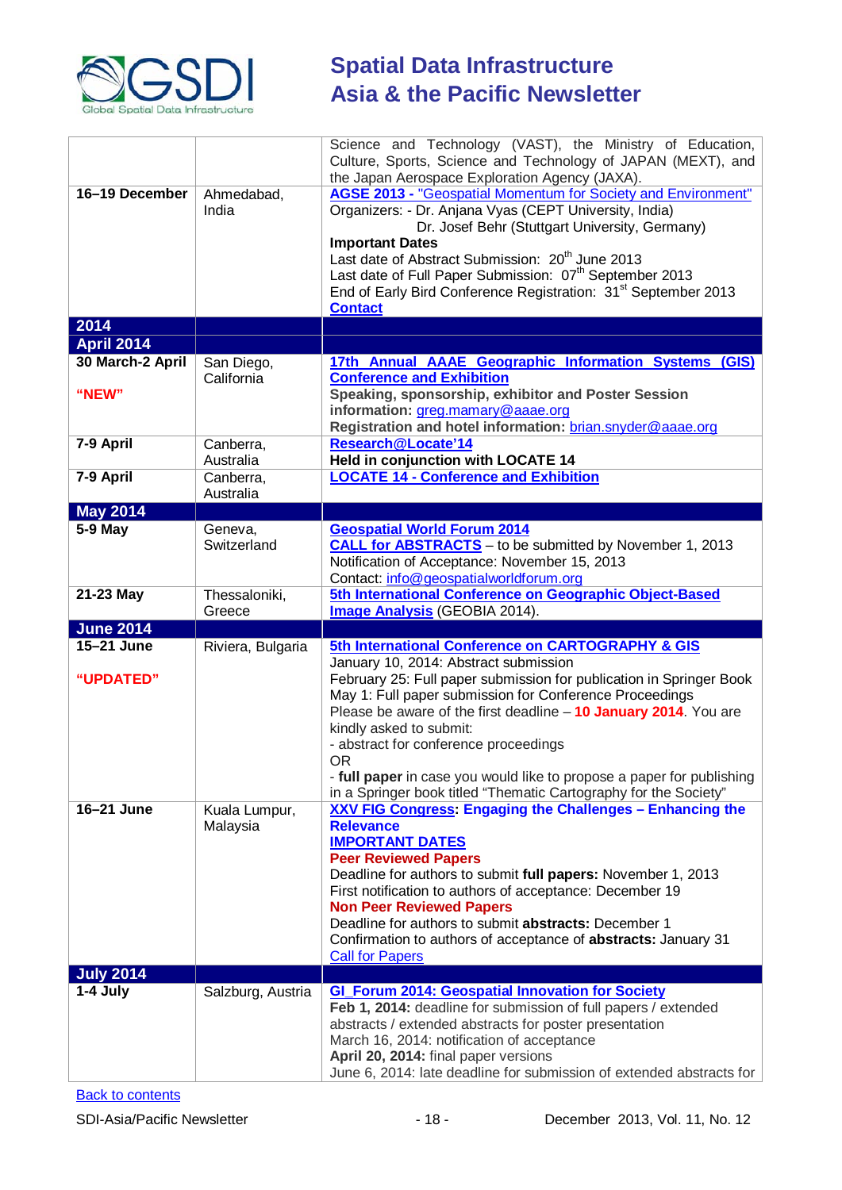| | | |
|---|---|---|
| | | Science and Technology (VAST), the Ministry of Education, Culture, Sports, Science and Technology of JAPAN (MEXT), and the Japan Aerospace Exploration Agency (JAXA). |
| **16–19 December** | Ahmedabad, India | **AGSE 2013 -** "Geospatial Momentum for Society and Environment"<br>Organizers: - Dr. Anjana Vyas (CEPT University, India)<br>Dr. Josef Behr (Stuttgart University, Germany)<br>**Important Dates**<br>Last date of Abstract Submission: 20th June 2013<br>Last date of Full Paper Submission: 07th September 2013<br>End of Early Bird Conference Registration: 31st September 2013<br>**Contact** |
| **2014** | | |
| **April 2014** | | |
| **30 March-2 April**<br><br>**"NEW"** | San Diego, California | **17th Annual AAAE Geographic Information Systems (GIS) Conference and Exhibition**<br>**Speaking, sponsorship, exhibitor and Poster Session information:** greg.mamary@aaae.org<br>**Registration and hotel information:** brian.snyder@aaae.org |
| **7-9 April** | Canberra, Australia | **Research@Locate'14**<br>**Held in conjunction with LOCATE 14** |
| **7-9 April** | Canberra, Australia | **LOCATE 14 - Conference and Exhibition** |
| **May 2014** | | |
| **5-9 May** | Geneva, Switzerland | **Geospatial World Forum 2014**<br>**CALL for ABSTRACTS** – to be submitted by November 1, 2013<br>Notification of Acceptance: November 15, 2013<br>Contact: info@geospatialworldforum.org |
| **21-23 May** | Thessaloniki, Greece | **5th International Conference on Geographic Object-Based Image Analysis** (GEOBIA 2014). |
| **June 2014** | | |
| **15–21 June**<br><br>**"UPDATED"** | Riviera, Bulgaria | **5th International Conference on CARTOGRAPHY & GIS**<br>January 10, 2014: Abstract submission<br>February 25: Full paper submission for publication in Springer Book<br>May 1: Full paper submission for Conference Proceedings<br>Please be aware of the first deadline – **10 January 2014**. You are kindly asked to submit:<br>- abstract for conference proceedings<br>OR<br>- **full paper** in case you would like to propose a paper for publishing in a Springer book titled "Thematic Cartography for the Society" |
| **16–21 June** | Kuala Lumpur, Malaysia | **XXV FIG Congress: Engaging the Challenges – Enhancing the Relevance**<br>**IMPORTANT DATES**<br>**Peer Reviewed Papers**<br>Deadline for authors to submit **full papers:** November 1, 2013<br>First notification to authors of acceptance: December 19<br>**Non Peer Reviewed Papers**<br>Deadline for authors to submit **abstracts:** December 1<br>Confirmation to authors of acceptance of **abstracts:** January 31<br>Call for Papers |
| **July 2014** | | |
| **1-4 July** | Salzburg, Austria | **GI_Forum 2014: Geospatial Innovation for Society**<br>**Feb 1, 2014:** deadline for submission of full papers / extended abstracts / extended abstracts for poster presentation<br>March 16, 2014: notification of acceptance<br>**April 20, 2014:** final paper versions<br>June 6, 2014: late deadline for submission of extended abstracts for |

Back to contents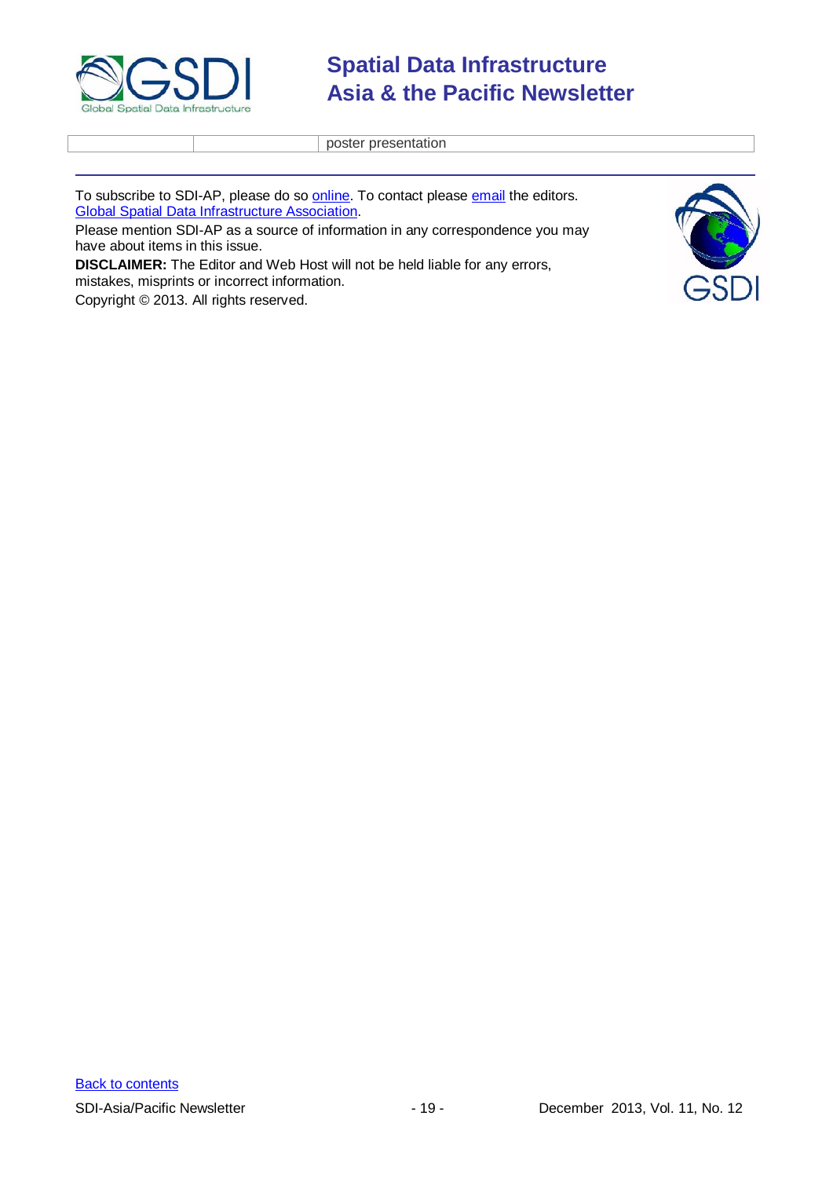| | | |
|---|---|---|
| | | poster presentation |

To subscribe to SDI-AP, please do so online. To contact please email the editors. Global Spatial Data Infrastructure Association.

Please mention SDI-AP as a source of information in any correspondence you may have about items in this issue.

**DISCLAIMER:** The Editor and Web Host will not be held liable for any errors, mistakes, misprints or incorrect information.

Copyright © 2013. All rights reserved.

Back to contents